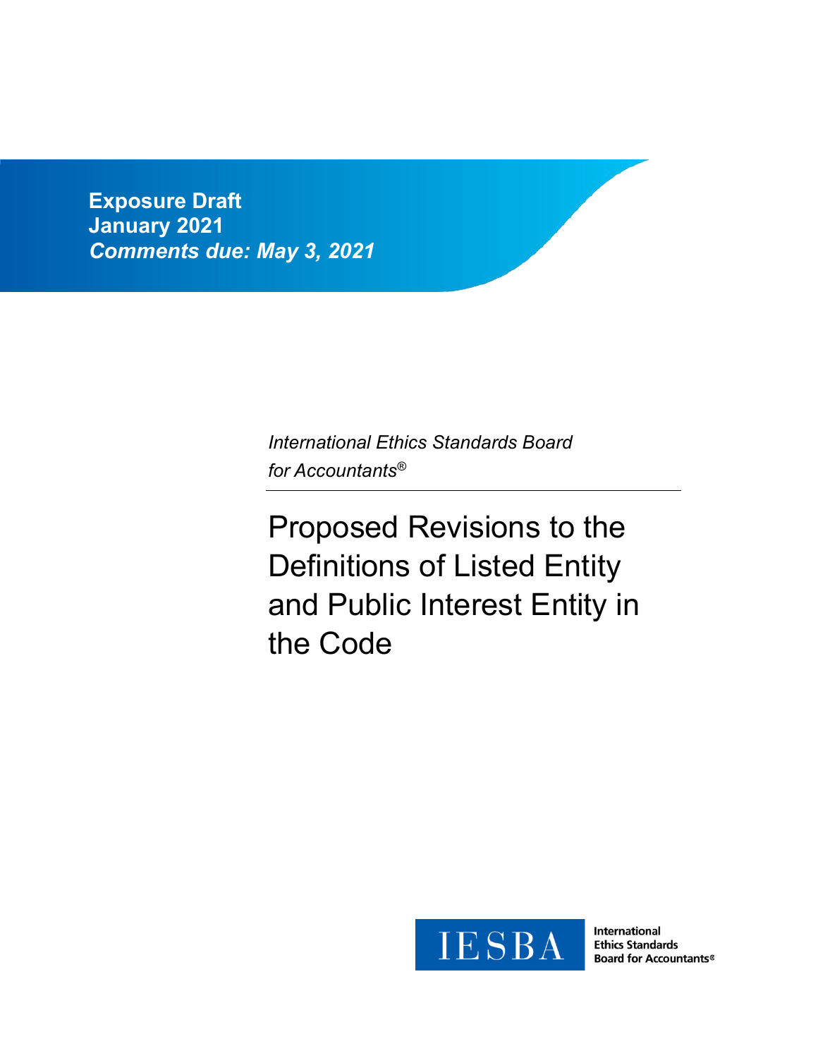**Exposure Draft**
**January 2021**
***Comments due: May 3, 2021***

*International Ethics Standards Board for Accountants®*

# Proposed Revisions to the Definitions of Listed Entity and Public Interest Entity in the Code

IESBA

International Ethics Standards Board for Accountants®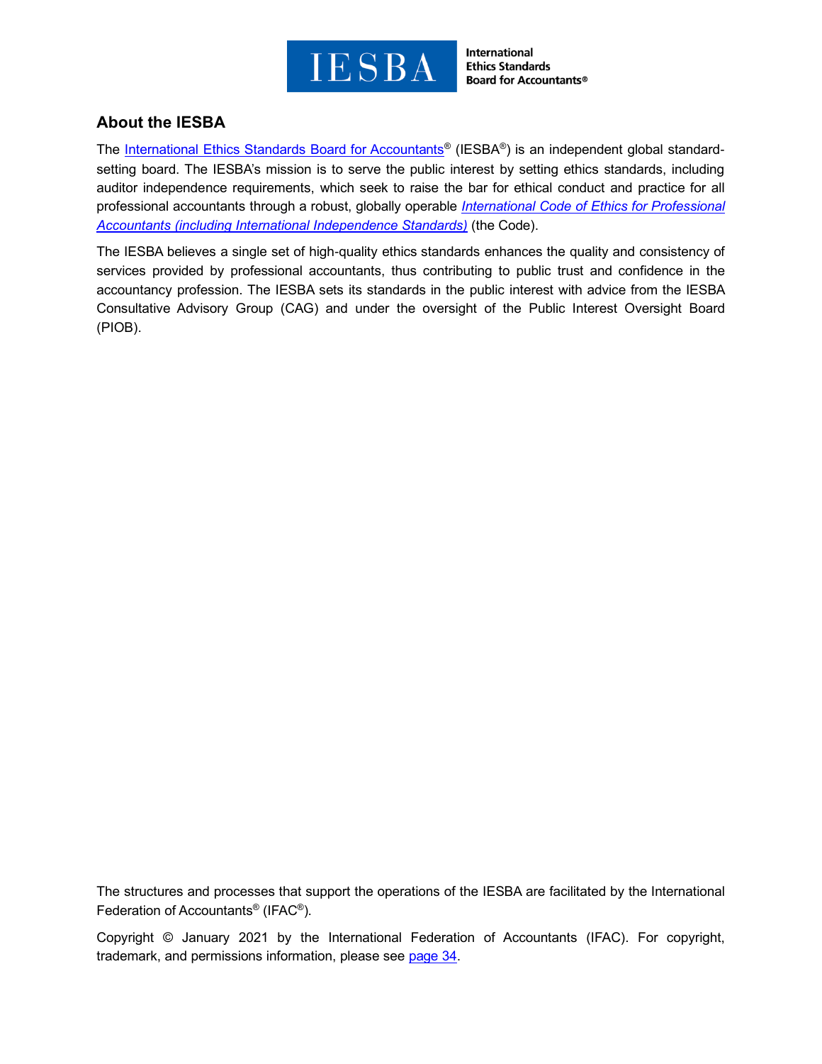## About the IESBA

The International Ethics Standards Board for Accountants® (IESBA®) is an independent global standard-setting board. The IESBA's mission is to serve the public interest by setting ethics standards, including auditor independence requirements, which seek to raise the bar for ethical conduct and practice for all professional accountants through a robust, globally operable *International Code of Ethics for Professional Accountants (including International Independence Standards)* (the Code).

The IESBA believes a single set of high-quality ethics standards enhances the quality and consistency of services provided by professional accountants, thus contributing to public trust and confidence in the accountancy profession. The IESBA sets its standards in the public interest with advice from the IESBA Consultative Advisory Group (CAG) and under the oversight of the Public Interest Oversight Board (PIOB).

The structures and processes that support the operations of the IESBA are facilitated by the International Federation of Accountants® (IFAC®).

Copyright © January 2021 by the International Federation of Accountants (IFAC). For copyright, trademark, and permissions information, please see page 34.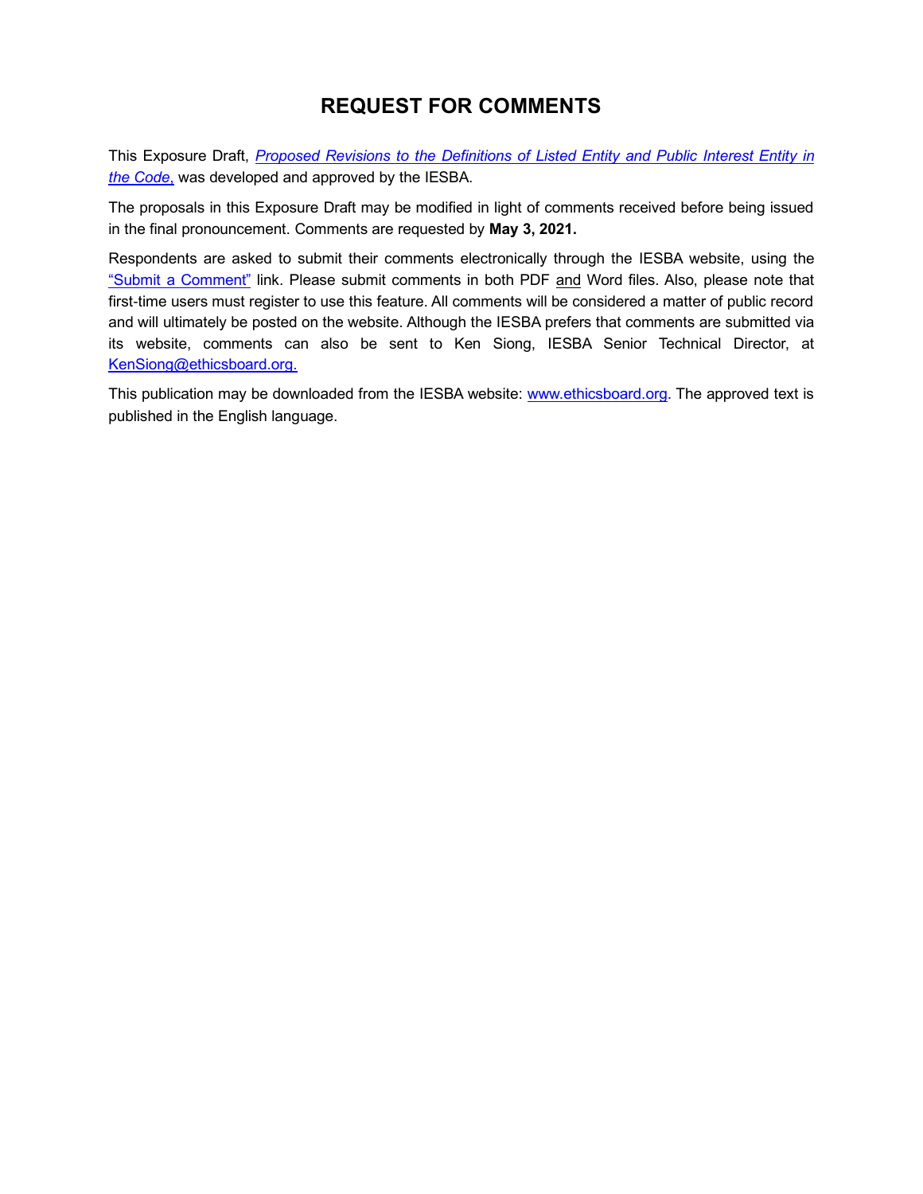# REQUEST FOR COMMENTS

This Exposure Draft, *Proposed Revisions to the Definitions of Listed Entity and Public Interest Entity in the Code*, was developed and approved by the IESBA.

The proposals in this Exposure Draft may be modified in light of comments received before being issued in the final pronouncement. Comments are requested by **May 3, 2021.**

Respondents are asked to submit their comments electronically through the IESBA website, using the "Submit a Comment" link. Please submit comments in both PDF and Word files. Also, please note that first-time users must register to use this feature. All comments will be considered a matter of public record and will ultimately be posted on the website. Although the IESBA prefers that comments are submitted via its website, comments can also be sent to Ken Siong, IESBA Senior Technical Director, at KenSiong@ethicsboard.org.

This publication may be downloaded from the IESBA website: www.ethicsboard.org. The approved text is published in the English language.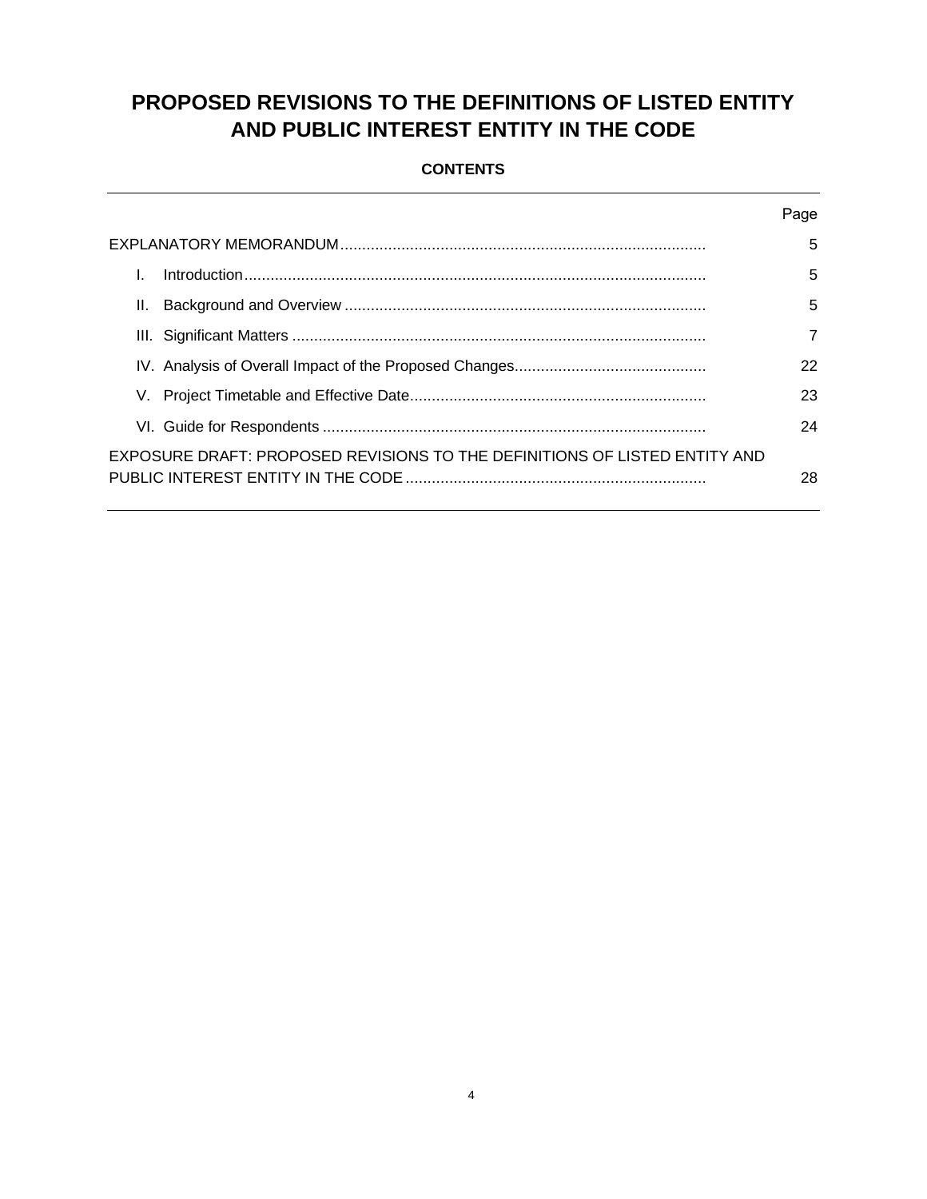# PROPOSED REVISIONS TO THE DEFINITIONS OF LISTED ENTITY AND PUBLIC INTEREST ENTITY IN THE CODE

**CONTENTS**

| | Page |
|---|---|
| EXPLANATORY MEMORANDUM | 5 |
| I. Introduction | 5 |
| II. Background and Overview | 5 |
| III. Significant Matters | 7 |
| IV. Analysis of Overall Impact of the Proposed Changes | 22 |
| V. Project Timetable and Effective Date | 23 |
| VI. Guide for Respondents | 24 |
| EXPOSURE DRAFT: PROPOSED REVISIONS TO THE DEFINITIONS OF LISTED ENTITY AND PUBLIC INTEREST ENTITY IN THE CODE | 28 |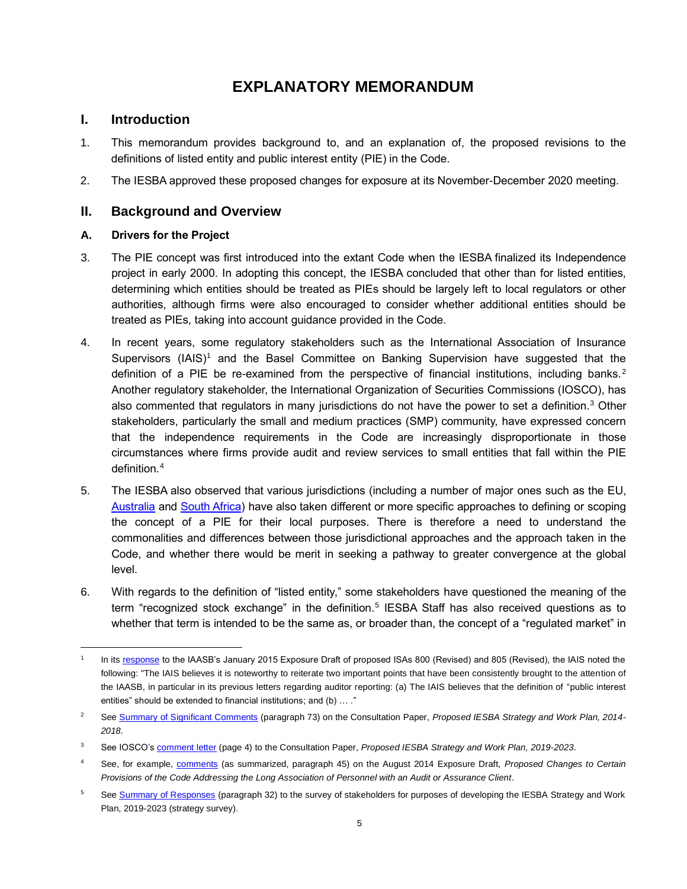# EXPLANATORY MEMORANDUM

## I. Introduction

1. This memorandum provides background to, and an explanation of, the proposed revisions to the definitions of listed entity and public interest entity (PIE) in the Code.

2. The IESBA approved these proposed changes for exposure at its November-December 2020 meeting.

## II. Background and Overview

### A. Drivers for the Project

3. The PIE concept was first introduced into the extant Code when the IESBA finalized its Independence project in early 2000. In adopting this concept, the IESBA concluded that other than for listed entities, determining which entities should be treated as PIEs should be largely left to local regulators or other authorities, although firms were also encouraged to consider whether additional entities should be treated as PIEs, taking into account guidance provided in the Code.

4. In recent years, some regulatory stakeholders such as the International Association of Insurance Supervisors (IAIS)[1] and the Basel Committee on Banking Supervision have suggested that the definition of a PIE be re-examined from the perspective of financial institutions, including banks.[2] Another regulatory stakeholder, the International Organization of Securities Commissions (IOSCO), has also commented that regulators in many jurisdictions do not have the power to set a definition.[3] Other stakeholders, particularly the small and medium practices (SMP) community, have expressed concern that the independence requirements in the Code are increasingly disproportionate in those circumstances where firms provide audit and review services to small entities that fall within the PIE definition.[4]

5. The IESBA also observed that various jurisdictions (including a number of major ones such as the EU, Australia and South Africa) have also taken different or more specific approaches to defining or scoping the concept of a PIE for their local purposes. There is therefore a need to understand the commonalities and differences between those jurisdictional approaches and the approach taken in the Code, and whether there would be merit in seeking a pathway to greater convergence at the global level.

6. With regards to the definition of "listed entity," some stakeholders have questioned the meaning of the term "recognized stock exchange" in the definition.[5] IESBA Staff has also received questions as to whether that term is intended to be the same as, or broader than, the concept of a "regulated market" in

---

[1] In its response to the IAASB's January 2015 Exposure Draft of proposed ISAs 800 (Revised) and 805 (Revised), the IAIS noted the following: "The IAIS believes it is noteworthy to reiterate two important points that have been consistently brought to the attention of the IAASB, in particular in its previous letters regarding auditor reporting: (a) The IAIS believes that the definition of "public interest entities" should be extended to financial institutions; and (b) … ."

[2] See Summary of Significant Comments (paragraph 73) on the Consultation Paper, *Proposed IESBA Strategy and Work Plan, 2014-2018*.

[3] See IOSCO's comment letter (page 4) to the Consultation Paper, *Proposed IESBA Strategy and Work Plan, 2019-2023*.

[4] See, for example, comments (as summarized, paragraph 45) on the August 2014 Exposure Draft, *Proposed Changes to Certain Provisions of the Code Addressing the Long Association of Personnel with an Audit or Assurance Client*.

[5] See Summary of Responses (paragraph 32) to the survey of stakeholders for purposes of developing the IESBA Strategy and Work Plan, 2019-2023 (strategy survey).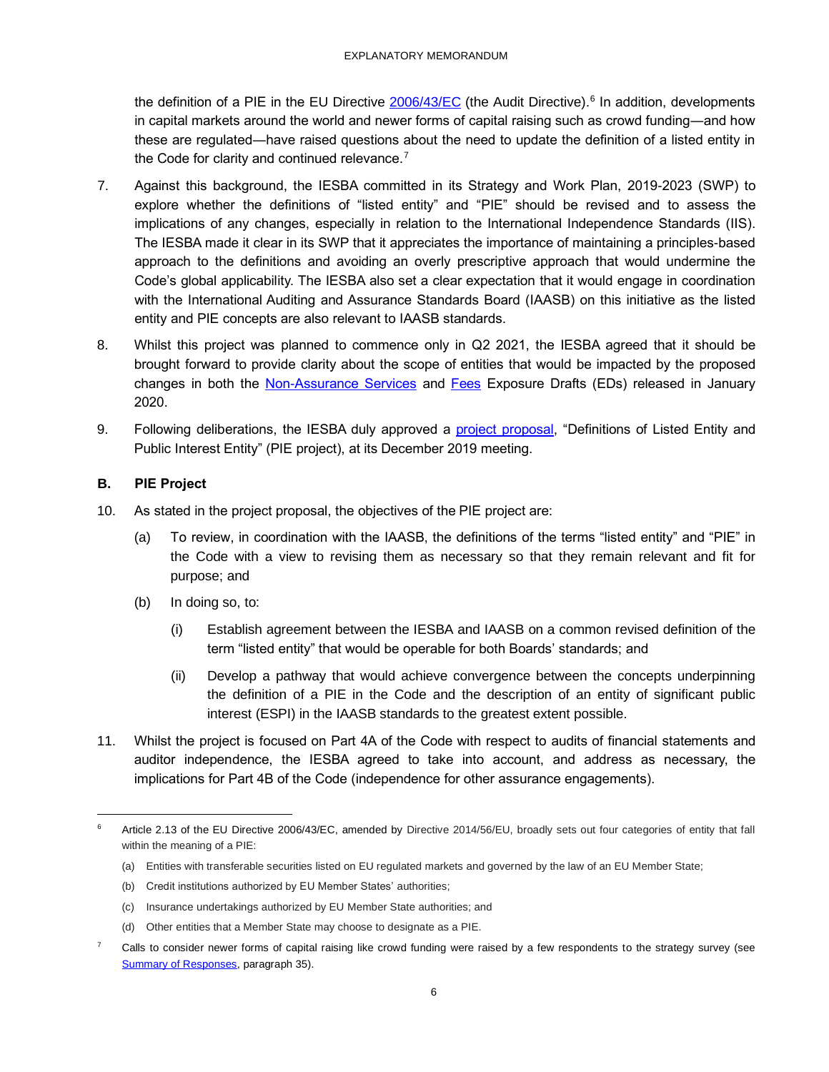the definition of a PIE in the EU Directive [2006/43/EC](2006/43/EC) (the Audit Directive).[6] In addition, developments in capital markets around the world and newer forms of capital raising such as crowd funding—and how these are regulated—have raised questions about the need to update the definition of a listed entity in the Code for clarity and continued relevance.[7]

7. Against this background, the IESBA committed in its Strategy and Work Plan, 2019-2023 (SWP) to explore whether the definitions of "listed entity" and "PIE" should be revised and to assess the implications of any changes, especially in relation to the International Independence Standards (IIS). The IESBA made it clear in its SWP that it appreciates the importance of maintaining a principles-based approach to the definitions and avoiding an overly prescriptive approach that would undermine the Code's global applicability. The IESBA also set a clear expectation that it would engage in coordination with the International Auditing and Assurance Standards Board (IAASB) on this initiative as the listed entity and PIE concepts are also relevant to IAASB standards.

8. Whilst this project was planned to commence only in Q2 2021, the IESBA agreed that it should be brought forward to provide clarity about the scope of entities that would be impacted by the proposed changes in both the Non-Assurance Services and Fees Exposure Drafts (EDs) released in January 2020.

9. Following deliberations, the IESBA duly approved a project proposal, "Definitions of Listed Entity and Public Interest Entity" (PIE project), at its December 2019 meeting.

## B. PIE Project

10. As stated in the project proposal, the objectives of the PIE project are:

    (a) To review, in coordination with the IAASB, the definitions of the terms "listed entity" and "PIE" in the Code with a view to revising them as necessary so that they remain relevant and fit for purpose; and

    (b) In doing so, to:

        (i) Establish agreement between the IESBA and IAASB on a common revised definition of the term "listed entity" that would be operable for both Boards' standards; and

        (ii) Develop a pathway that would achieve convergence between the concepts underpinning the definition of a PIE in the Code and the description of an entity of significant public interest (ESPI) in the IAASB standards to the greatest extent possible.

11. Whilst the project is focused on Part 4A of the Code with respect to audits of financial statements and auditor independence, the IESBA agreed to take into account, and address as necessary, the implications for Part 4B of the Code (independence for other assurance engagements).

---

[6] Article 2.13 of the EU Directive 2006/43/EC, amended by Directive 2014/56/EU, broadly sets out four categories of entity that fall within the meaning of a PIE:

(a) Entities with transferable securities listed on EU regulated markets and governed by the law of an EU Member State;

(b) Credit institutions authorized by EU Member States' authorities;

(c) Insurance undertakings authorized by EU Member State authorities; and

(d) Other entities that a Member State may choose to designate as a PIE.

[7] Calls to consider newer forms of capital raising like crowd funding were raised by a few respondents to the strategy survey (see Summary of Responses, paragraph 35).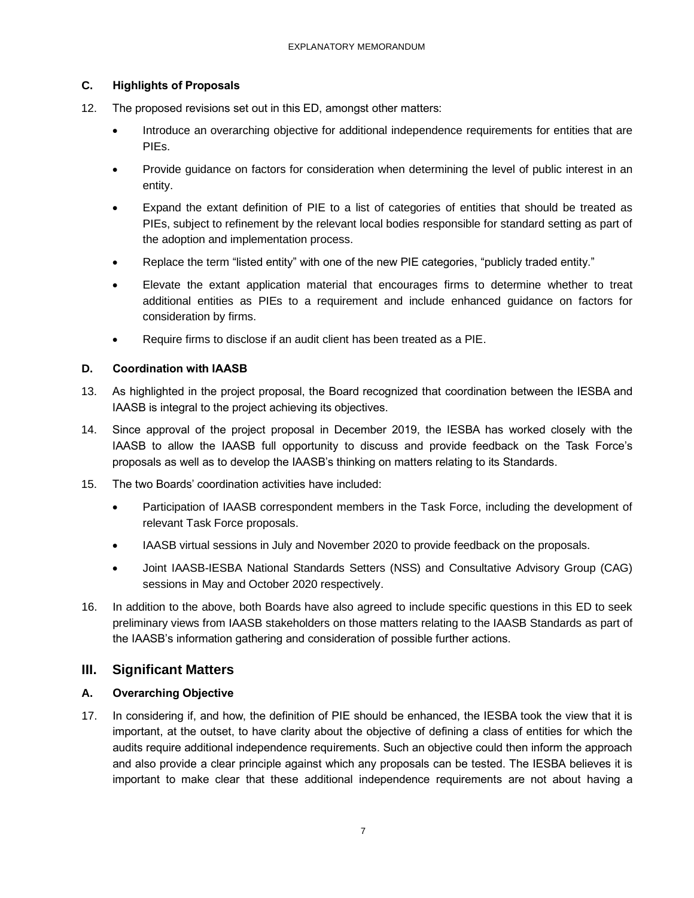### C. Highlights of Proposals

12. The proposed revisions set out in this ED, amongst other matters:

    - Introduce an overarching objective for additional independence requirements for entities that are PIEs.
    - Provide guidance on factors for consideration when determining the level of public interest in an entity.
    - Expand the extant definition of PIE to a list of categories of entities that should be treated as PIEs, subject to refinement by the relevant local bodies responsible for standard setting as part of the adoption and implementation process.
    - Replace the term "listed entity" with one of the new PIE categories, "publicly traded entity."
    - Elevate the extant application material that encourages firms to determine whether to treat additional entities as PIEs to a requirement and include enhanced guidance on factors for consideration by firms.
    - Require firms to disclose if an audit client has been treated as a PIE.

### D. Coordination with IAASB

13. As highlighted in the project proposal, the Board recognized that coordination between the IESBA and IAASB is integral to the project achieving its objectives.

14. Since approval of the project proposal in December 2019, the IESBA has worked closely with the IAASB to allow the IAASB full opportunity to discuss and provide feedback on the Task Force's proposals as well as to develop the IAASB's thinking on matters relating to its Standards.

15. The two Boards' coordination activities have included:

    - Participation of IAASB correspondent members in the Task Force, including the development of relevant Task Force proposals.
    - IAASB virtual sessions in July and November 2020 to provide feedback on the proposals.
    - Joint IAASB-IESBA National Standards Setters (NSS) and Consultative Advisory Group (CAG) sessions in May and October 2020 respectively.

16. In addition to the above, both Boards have also agreed to include specific questions in this ED to seek preliminary views from IAASB stakeholders on those matters relating to the IAASB Standards as part of the IAASB's information gathering and consideration of possible further actions.

## III. Significant Matters

### A. Overarching Objective

17. In considering if, and how, the definition of PIE should be enhanced, the IESBA took the view that it is important, at the outset, to have clarity about the objective of defining a class of entities for which the audits require additional independence requirements. Such an objective could then inform the approach and also provide a clear principle against which any proposals can be tested. The IESBA believes it is important to make clear that these additional independence requirements are not about having a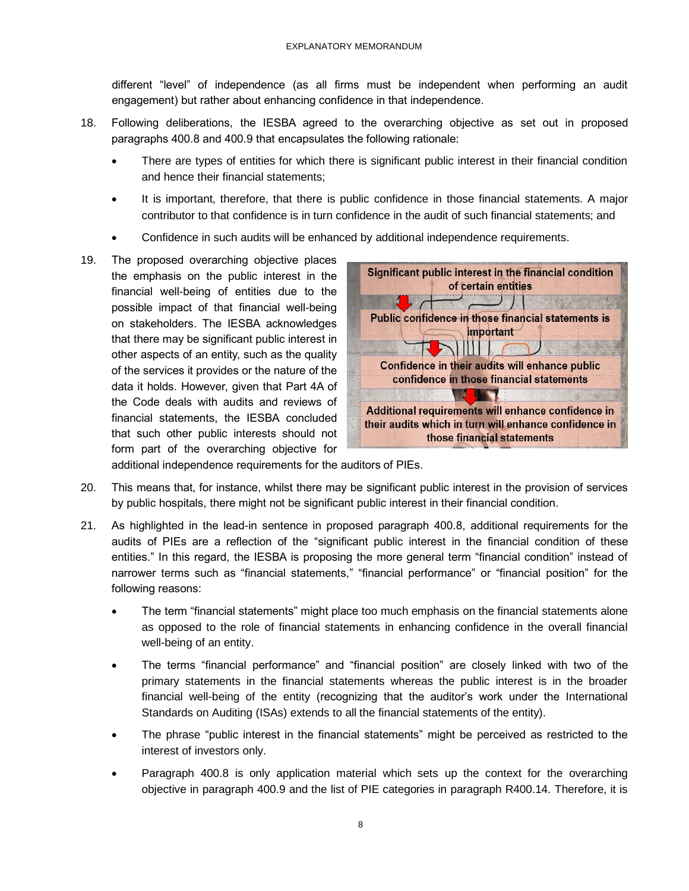different "level" of independence (as all firms must be independent when performing an audit engagement) but rather about enhancing confidence in that independence.

18. Following deliberations, the IESBA agreed to the overarching objective as set out in proposed paragraphs 400.8 and 400.9 that encapsulates the following rationale:

    - There are types of entities for which there is significant public interest in their financial condition and hence their financial statements;
    - It is important, therefore, that there is public confidence in those financial statements. A major contributor to that confidence is in turn confidence in the audit of such financial statements; and
    - Confidence in such audits will be enhanced by additional independence requirements.

19. The proposed overarching objective places the emphasis on the public interest in the financial well-being of entities due to the possible impact of that financial well-being on stakeholders. The IESBA acknowledges that there may be significant public interest in other aspects of an entity, such as the quality of the services it provides or the nature of the data it holds. However, given that Part 4A of the Code deals with audits and reviews of financial statements, the IESBA concluded that such other public interests should not form part of the overarching objective for additional independence requirements for the auditors of PIEs.

Significant public interest in the financial condition of certain entities

↓

Public confidence in those financial statements is important

↓

Confidence in their audits will enhance public confidence in those financial statements

↓

Additional requirements will enhance confidence in their audits which in turn will enhance confidence in those financial statements

20. This means that, for instance, whilst there may be significant public interest in the provision of services by public hospitals, there might not be significant public interest in their financial condition.

21. As highlighted in the lead-in sentence in proposed paragraph 400.8, additional requirements for the audits of PIEs are a reflection of the "significant public interest in the financial condition of these entities." In this regard, the IESBA is proposing the more general term "financial condition" instead of narrower terms such as "financial statements," "financial performance" or "financial position" for the following reasons:

    - The term "financial statements" might place too much emphasis on the financial statements alone as opposed to the role of financial statements in enhancing confidence in the overall financial well-being of an entity.
    - The terms "financial performance" and "financial position" are closely linked with two of the primary statements in the financial statements whereas the public interest is in the broader financial well-being of the entity (recognizing that the auditor's work under the International Standards on Auditing (ISAs) extends to all the financial statements of the entity).
    - The phrase "public interest in the financial statements" might be perceived as restricted to the interest of investors only.
    - Paragraph 400.8 is only application material which sets up the context for the overarching objective in paragraph 400.9 and the list of PIE categories in paragraph R400.14. Therefore, it is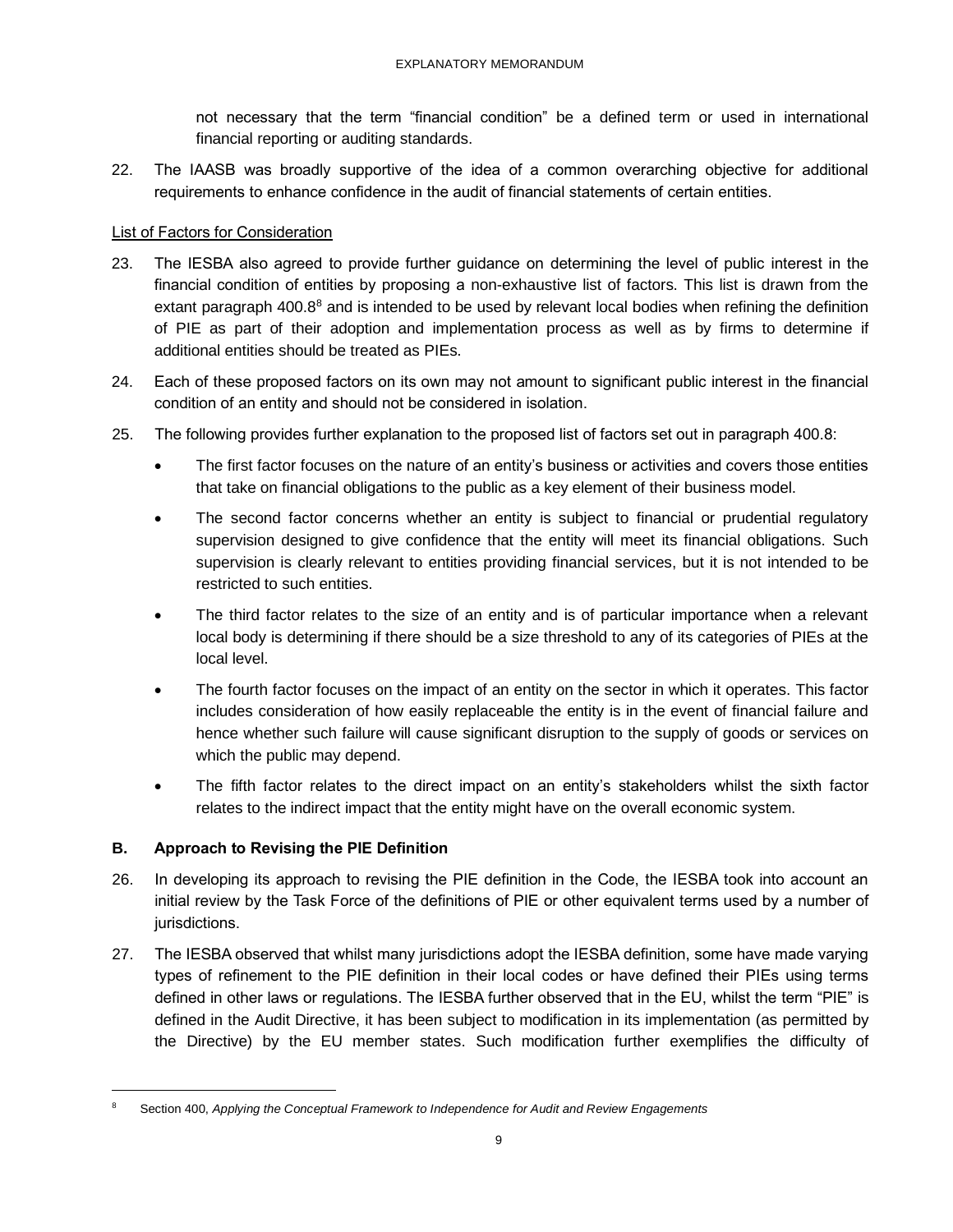not necessary that the term "financial condition" be a defined term or used in international financial reporting or auditing standards.

22. The IAASB was broadly supportive of the idea of a common overarching objective for additional requirements to enhance confidence in the audit of financial statements of certain entities.

List of Factors for Consideration

23. The IESBA also agreed to provide further guidance on determining the level of public interest in the financial condition of entities by proposing a non-exhaustive list of factors. This list is drawn from the extant paragraph 400.8[8] and is intended to be used by relevant local bodies when refining the definition of PIE as part of their adoption and implementation process as well as by firms to determine if additional entities should be treated as PIEs.

24. Each of these proposed factors on its own may not amount to significant public interest in the financial condition of an entity and should not be considered in isolation.

25. The following provides further explanation to the proposed list of factors set out in paragraph 400.8:

    - The first factor focuses on the nature of an entity's business or activities and covers those entities that take on financial obligations to the public as a key element of their business model.
    - The second factor concerns whether an entity is subject to financial or prudential regulatory supervision designed to give confidence that the entity will meet its financial obligations. Such supervision is clearly relevant to entities providing financial services, but it is not intended to be restricted to such entities.
    - The third factor relates to the size of an entity and is of particular importance when a relevant local body is determining if there should be a size threshold to any of its categories of PIEs at the local level.
    - The fourth factor focuses on the impact of an entity on the sector in which it operates. This factor includes consideration of how easily replaceable the entity is in the event of financial failure and hence whether such failure will cause significant disruption to the supply of goods or services on which the public may depend.
    - The fifth factor relates to the direct impact on an entity's stakeholders whilst the sixth factor relates to the indirect impact that the entity might have on the overall economic system.

## B. Approach to Revising the PIE Definition

26. In developing its approach to revising the PIE definition in the Code, the IESBA took into account an initial review by the Task Force of the definitions of PIE or other equivalent terms used by a number of jurisdictions.

27. The IESBA observed that whilst many jurisdictions adopt the IESBA definition, some have made varying types of refinement to the PIE definition in their local codes or have defined their PIEs using terms defined in other laws or regulations. The IESBA further observed that in the EU, whilst the term "PIE" is defined in the Audit Directive, it has been subject to modification in its implementation (as permitted by the Directive) by the EU member states. Such modification further exemplifies the difficulty of

---

[8] Section 400, *Applying the Conceptual Framework to Independence for Audit and Review Engagements*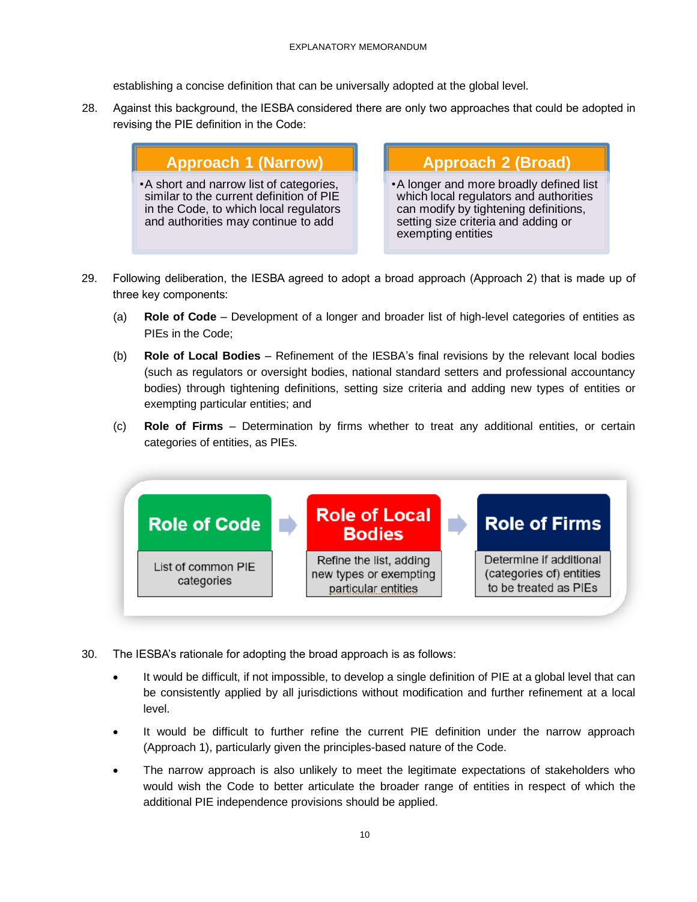establishing a concise definition that can be universally adopted at the global level.

28. Against this background, the IESBA considered there are only two approaches that could be adopted in revising the PIE definition in the Code:

| Approach 1 (Narrow) | Approach 2 (Broad) |
| --- | --- |
| • A short and narrow list of categories, similar to the current definition of PIE in the Code, to which local regulators and authorities may continue to add | • A longer and more broadly defined list which local regulators and authorities can modify by tightening definitions, setting size criteria and adding or exempting entities |

29. Following deliberation, the IESBA agreed to adopt a broad approach (Approach 2) that is made up of three key components:

    (a) **Role of Code** – Development of a longer and broader list of high-level categories of entities as PIEs in the Code;

    (b) **Role of Local Bodies** – Refinement of the IESBA's final revisions by the relevant local bodies (such as regulators or oversight bodies, national standard setters and professional accountancy bodies) through tightening definitions, setting size criteria and adding new types of entities or exempting particular entities; and

    (c) **Role of Firms** – Determination by firms whether to treat any additional entities, or certain categories of entities, as PIEs.

| Role of Code | → | Role of Local Bodies | → | Role of Firms |
| --- | --- | --- | --- | --- |
| List of common PIE categories | | Refine the list, adding new types or exempting particular entities | | Determine if additional (categories of) entities to be treated as PIEs |

30. The IESBA's rationale for adopting the broad approach is as follows:

    - It would be difficult, if not impossible, to develop a single definition of PIE at a global level that can be consistently applied by all jurisdictions without modification and further refinement at a local level.
    - It would be difficult to further refine the current PIE definition under the narrow approach (Approach 1), particularly given the principles-based nature of the Code.
    - The narrow approach is also unlikely to meet the legitimate expectations of stakeholders who would wish the Code to better articulate the broader range of entities in respect of which the additional PIE independence provisions should be applied.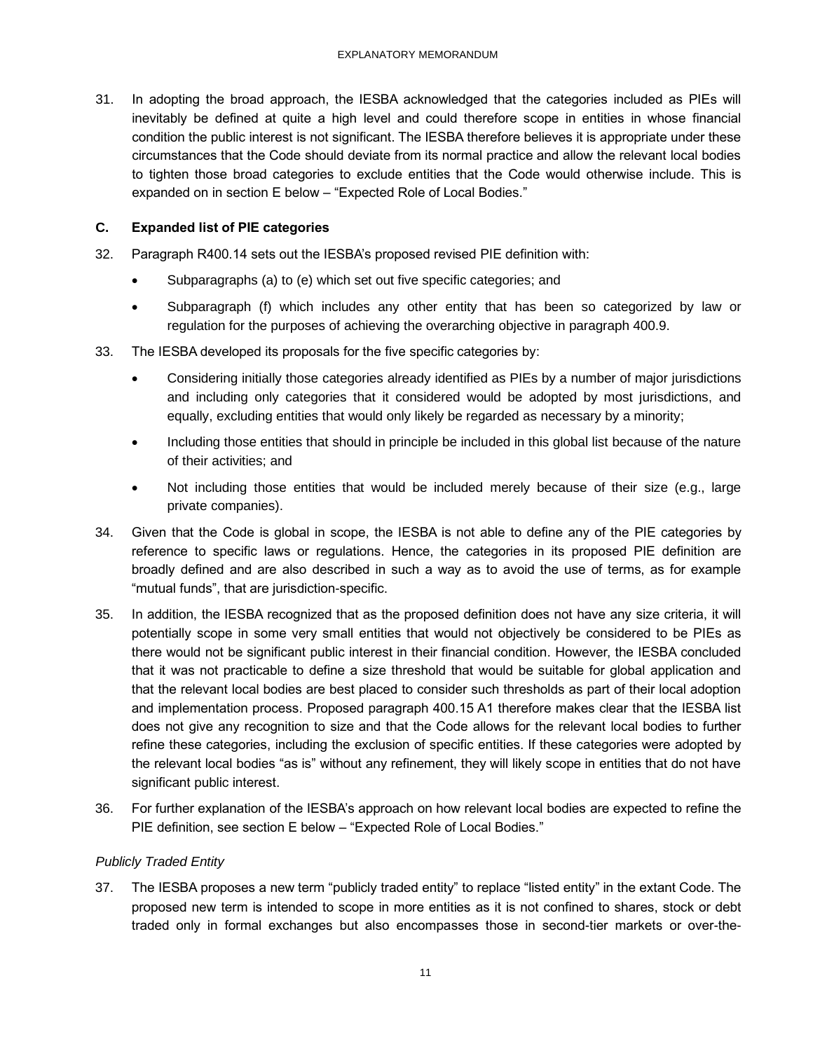31. In adopting the broad approach, the IESBA acknowledged that the categories included as PIEs will inevitably be defined at quite a high level and could therefore scope in entities in whose financial condition the public interest is not significant. The IESBA therefore believes it is appropriate under these circumstances that the Code should deviate from its normal practice and allow the relevant local bodies to tighten those broad categories to exclude entities that the Code would otherwise include. This is expanded on in section E below – "Expected Role of Local Bodies."

### C. Expanded list of PIE categories

32. Paragraph R400.14 sets out the IESBA's proposed revised PIE definition with:

    - Subparagraphs (a) to (e) which set out five specific categories; and
    - Subparagraph (f) which includes any other entity that has been so categorized by law or regulation for the purposes of achieving the overarching objective in paragraph 400.9.

33. The IESBA developed its proposals for the five specific categories by:

    - Considering initially those categories already identified as PIEs by a number of major jurisdictions and including only categories that it considered would be adopted by most jurisdictions, and equally, excluding entities that would only likely be regarded as necessary by a minority;
    - Including those entities that should in principle be included in this global list because of the nature of their activities; and
    - Not including those entities that would be included merely because of their size (e.g., large private companies).

34. Given that the Code is global in scope, the IESBA is not able to define any of the PIE categories by reference to specific laws or regulations. Hence, the categories in its proposed PIE definition are broadly defined and are also described in such a way as to avoid the use of terms, as for example "mutual funds", that are jurisdiction-specific.

35. In addition, the IESBA recognized that as the proposed definition does not have any size criteria, it will potentially scope in some very small entities that would not objectively be considered to be PIEs as there would not be significant public interest in their financial condition. However, the IESBA concluded that it was not practicable to define a size threshold that would be suitable for global application and that the relevant local bodies are best placed to consider such thresholds as part of their local adoption and implementation process. Proposed paragraph 400.15 A1 therefore makes clear that the IESBA list does not give any recognition to size and that the Code allows for the relevant local bodies to further refine these categories, including the exclusion of specific entities. If these categories were adopted by the relevant local bodies "as is" without any refinement, they will likely scope in entities that do not have significant public interest.

36. For further explanation of the IESBA's approach on how relevant local bodies are expected to refine the PIE definition, see section E below – "Expected Role of Local Bodies."

*Publicly Traded Entity*

37. The IESBA proposes a new term "publicly traded entity" to replace "listed entity" in the extant Code. The proposed new term is intended to scope in more entities as it is not confined to shares, stock or debt traded only in formal exchanges but also encompasses those in second-tier markets or over-the-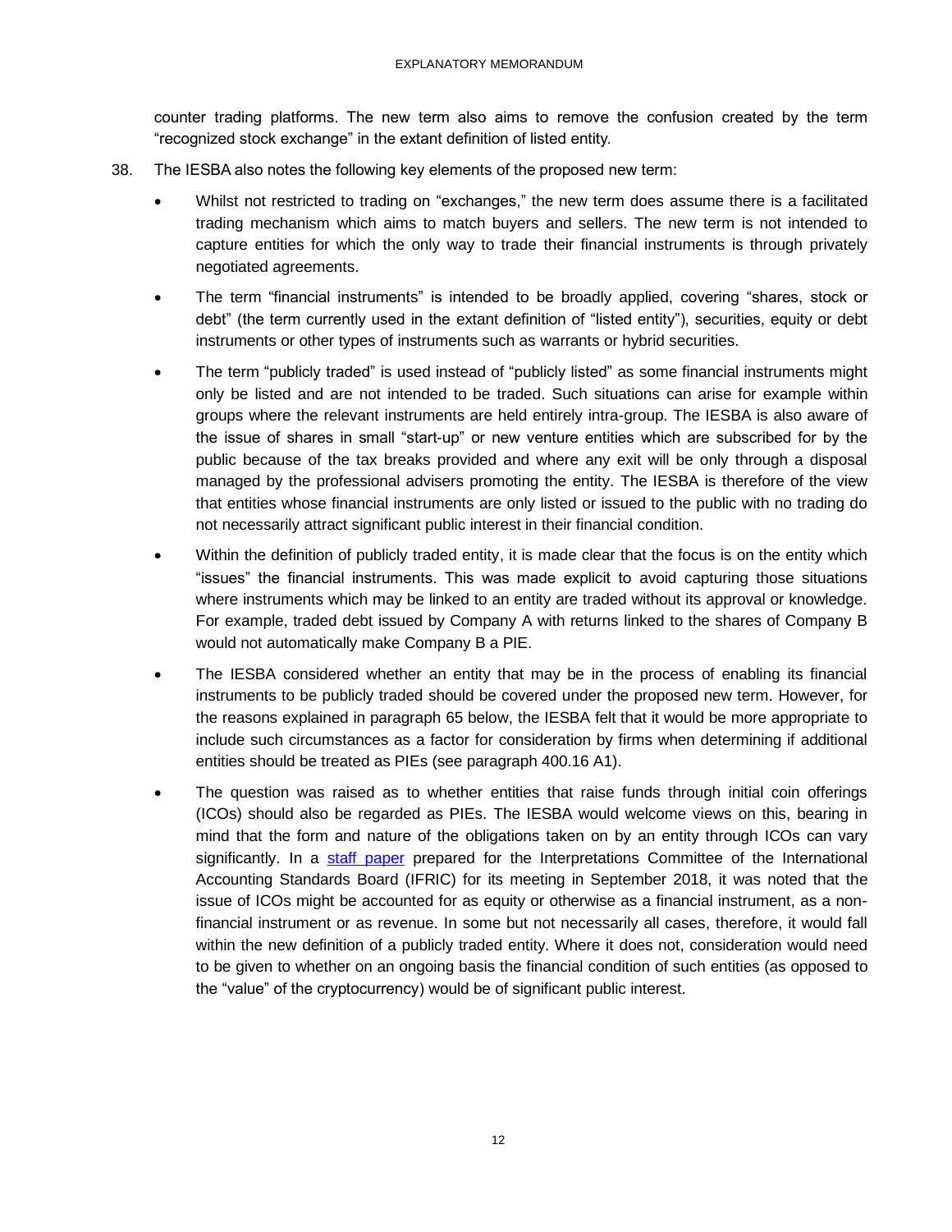counter trading platforms. The new term also aims to remove the confusion created by the term "recognized stock exchange" in the extant definition of listed entity.

38. The IESBA also notes the following key elements of the proposed new term:

    - Whilst not restricted to trading on "exchanges," the new term does assume there is a facilitated trading mechanism which aims to match buyers and sellers. The new term is not intended to capture entities for which the only way to trade their financial instruments is through privately negotiated agreements.
    - The term "financial instruments" is intended to be broadly applied, covering "shares, stock or debt" (the term currently used in the extant definition of "listed entity"), securities, equity or debt instruments or other types of instruments such as warrants or hybrid securities.
    - The term "publicly traded" is used instead of "publicly listed" as some financial instruments might only be listed and are not intended to be traded. Such situations can arise for example within groups where the relevant instruments are held entirely intra-group. The IESBA is also aware of the issue of shares in small "start-up" or new venture entities which are subscribed for by the public because of the tax breaks provided and where any exit will be only through a disposal managed by the professional advisers promoting the entity. The IESBA is therefore of the view that entities whose financial instruments are only listed or issued to the public with no trading do not necessarily attract significant public interest in their financial condition.
    - Within the definition of publicly traded entity, it is made clear that the focus is on the entity which "issues" the financial instruments. This was made explicit to avoid capturing those situations where instruments which may be linked to an entity are traded without its approval or knowledge. For example, traded debt issued by Company A with returns linked to the shares of Company B would not automatically make Company B a PIE.
    - The IESBA considered whether an entity that may be in the process of enabling its financial instruments to be publicly traded should be covered under the proposed new term. However, for the reasons explained in paragraph 65 below, the IESBA felt that it would be more appropriate to include such circumstances as a factor for consideration by firms when determining if additional entities should be treated as PIEs (see paragraph 400.16 A1).
    - The question was raised as to whether entities that raise funds through initial coin offerings (ICOs) should also be regarded as PIEs. The IESBA would welcome views on this, bearing in mind that the form and nature of the obligations taken on by an entity through ICOs can vary significantly. In a staff paper prepared for the Interpretations Committee of the International Accounting Standards Board (IFRIC) for its meeting in September 2018, it was noted that the issue of ICOs might be accounted for as equity or otherwise as a financial instrument, as a non-financial instrument or as revenue. In some but not necessarily all cases, therefore, it would fall within the new definition of a publicly traded entity. Where it does not, consideration would need to be given to whether on an ongoing basis the financial condition of such entities (as opposed to the "value" of the cryptocurrency) would be of significant public interest.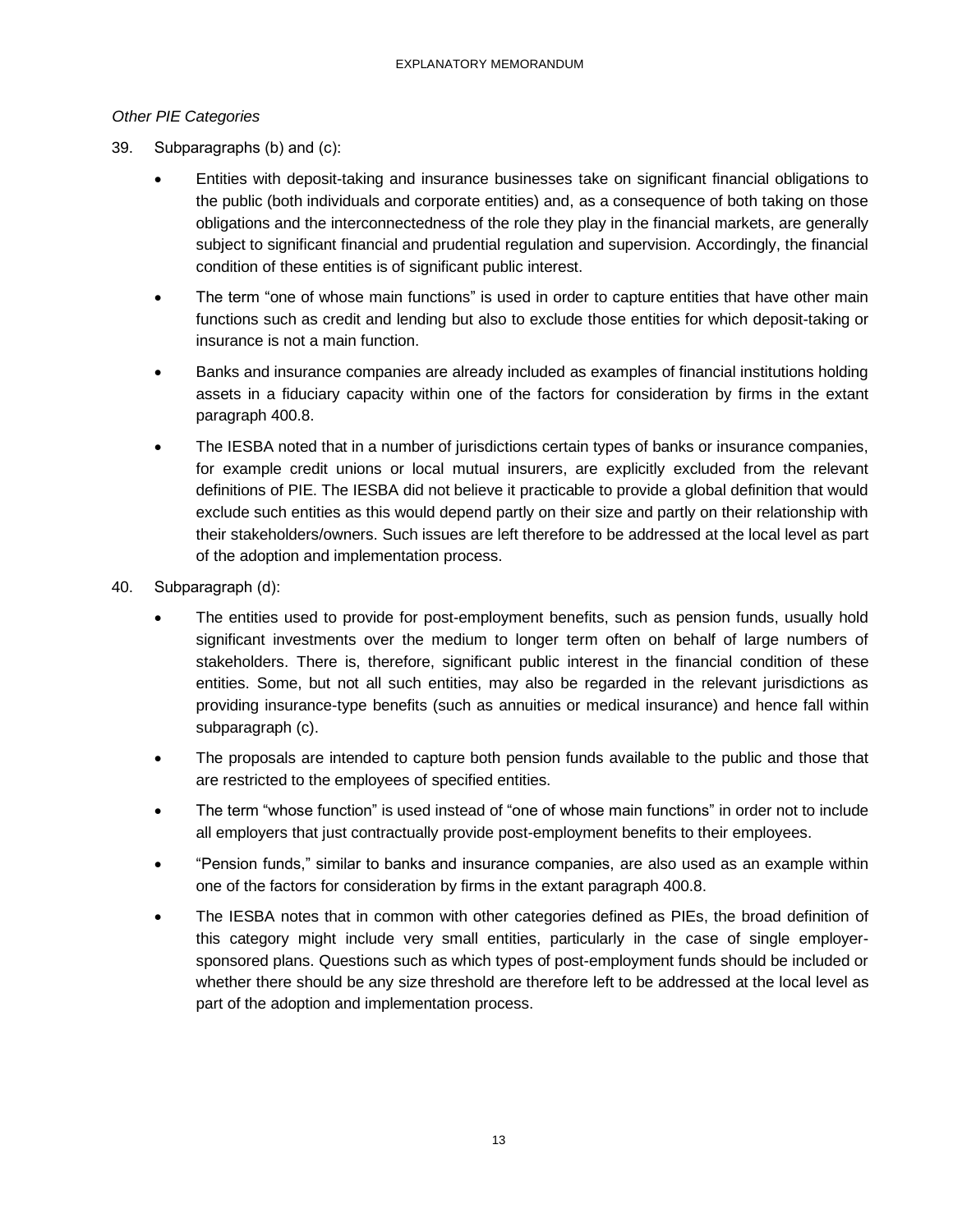*Other PIE Categories*

39. Subparagraphs (b) and (c):

    - Entities with deposit-taking and insurance businesses take on significant financial obligations to the public (both individuals and corporate entities) and, as a consequence of both taking on those obligations and the interconnectedness of the role they play in the financial markets, are generally subject to significant financial and prudential regulation and supervision. Accordingly, the financial condition of these entities is of significant public interest.
    - The term "one of whose main functions" is used in order to capture entities that have other main functions such as credit and lending but also to exclude those entities for which deposit-taking or insurance is not a main function.
    - Banks and insurance companies are already included as examples of financial institutions holding assets in a fiduciary capacity within one of the factors for consideration by firms in the extant paragraph 400.8.
    - The IESBA noted that in a number of jurisdictions certain types of banks or insurance companies, for example credit unions or local mutual insurers, are explicitly excluded from the relevant definitions of PIE. The IESBA did not believe it practicable to provide a global definition that would exclude such entities as this would depend partly on their size and partly on their relationship with their stakeholders/owners. Such issues are left therefore to be addressed at the local level as part of the adoption and implementation process.

40. Subparagraph (d):

    - The entities used to provide for post-employment benefits, such as pension funds, usually hold significant investments over the medium to longer term often on behalf of large numbers of stakeholders. There is, therefore, significant public interest in the financial condition of these entities. Some, but not all such entities, may also be regarded in the relevant jurisdictions as providing insurance-type benefits (such as annuities or medical insurance) and hence fall within subparagraph (c).
    - The proposals are intended to capture both pension funds available to the public and those that are restricted to the employees of specified entities.
    - The term "whose function" is used instead of "one of whose main functions" in order not to include all employers that just contractually provide post-employment benefits to their employees.
    - "Pension funds," similar to banks and insurance companies, are also used as an example within one of the factors for consideration by firms in the extant paragraph 400.8.
    - The IESBA notes that in common with other categories defined as PIEs, the broad definition of this category might include very small entities, particularly in the case of single employer-sponsored plans. Questions such as which types of post-employment funds should be included or whether there should be any size threshold are therefore left to be addressed at the local level as part of the adoption and implementation process.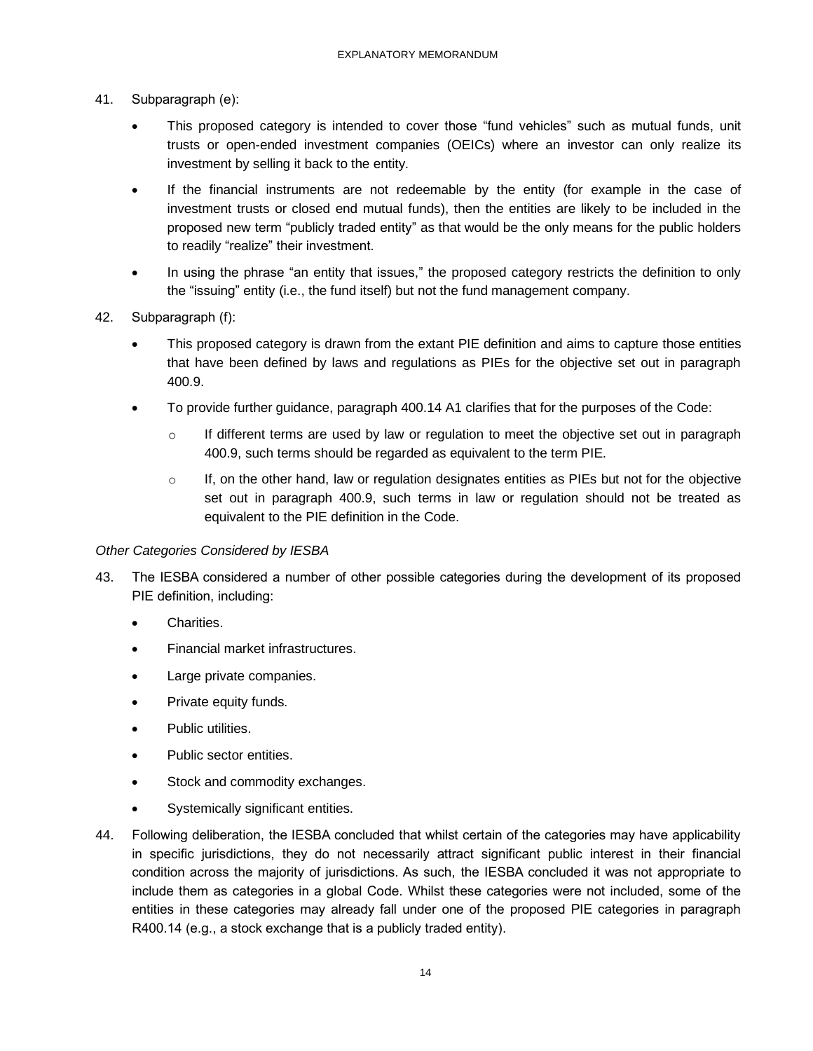41. Subparagraph (e):

    - This proposed category is intended to cover those “fund vehicles” such as mutual funds, unit trusts or open-ended investment companies (OEICs) where an investor can only realize its investment by selling it back to the entity.
    - If the financial instruments are not redeemable by the entity (for example in the case of investment trusts or closed end mutual funds), then the entities are likely to be included in the proposed new term “publicly traded entity” as that would be the only means for the public holders to readily “realize” their investment.
    - In using the phrase “an entity that issues,” the proposed category restricts the definition to only the “issuing” entity (i.e., the fund itself) but not the fund management company.

42. Subparagraph (f):

    - This proposed category is drawn from the extant PIE definition and aims to capture those entities that have been defined by laws and regulations as PIEs for the objective set out in paragraph 400.9.
    - To provide further guidance, paragraph 400.14 A1 clarifies that for the purposes of the Code:
        - If different terms are used by law or regulation to meet the objective set out in paragraph 400.9, such terms should be regarded as equivalent to the term PIE.
        - If, on the other hand, law or regulation designates entities as PIEs but not for the objective set out in paragraph 400.9, such terms in law or regulation should not be treated as equivalent to the PIE definition in the Code.

*Other Categories Considered by IESBA*

43. The IESBA considered a number of other possible categories during the development of its proposed PIE definition, including:

    - Charities.
    - Financial market infrastructures.
    - Large private companies.
    - Private equity funds.
    - Public utilities.
    - Public sector entities.
    - Stock and commodity exchanges.
    - Systemically significant entities.

44. Following deliberation, the IESBA concluded that whilst certain of the categories may have applicability in specific jurisdictions, they do not necessarily attract significant public interest in their financial condition across the majority of jurisdictions. As such, the IESBA concluded it was not appropriate to include them as categories in a global Code. Whilst these categories were not included, some of the entities in these categories may already fall under one of the proposed PIE categories in paragraph R400.14 (e.g., a stock exchange that is a publicly traded entity).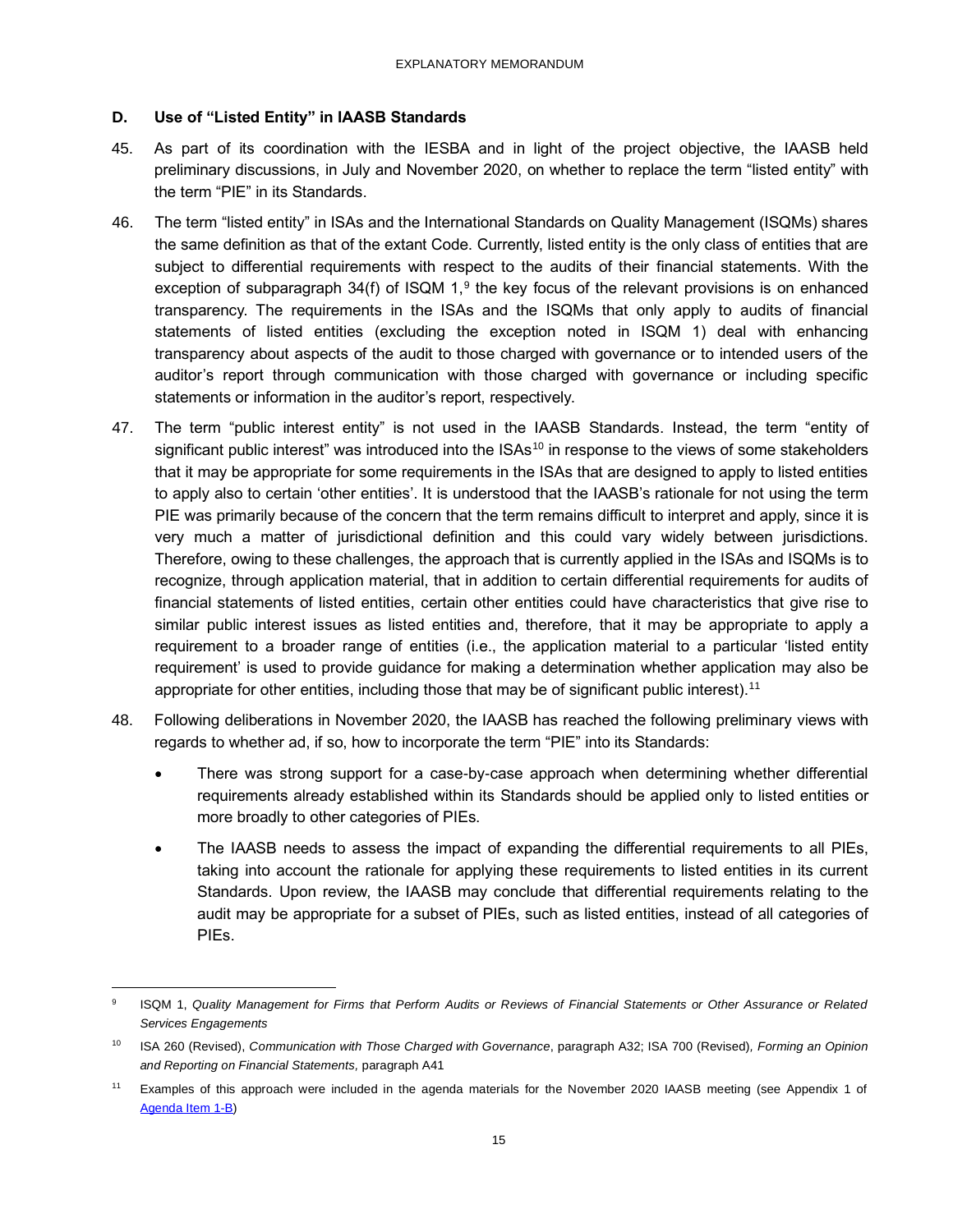### D. Use of "Listed Entity" in IAASB Standards

45. As part of its coordination with the IESBA and in light of the project objective, the IAASB held preliminary discussions, in July and November 2020, on whether to replace the term "listed entity" with the term "PIE" in its Standards.

46. The term "listed entity" in ISAs and the International Standards on Quality Management (ISQMs) shares the same definition as that of the extant Code. Currently, listed entity is the only class of entities that are subject to differential requirements with respect to the audits of their financial statements. With the exception of subparagraph 34(f) of ISQM 1,[9] the key focus of the relevant provisions is on enhanced transparency. The requirements in the ISAs and the ISQMs that only apply to audits of financial statements of listed entities (excluding the exception noted in ISQM 1) deal with enhancing transparency about aspects of the audit to those charged with governance or to intended users of the auditor's report through communication with those charged with governance or including specific statements or information in the auditor's report, respectively.

47. The term "public interest entity" is not used in the IAASB Standards. Instead, the term "entity of significant public interest" was introduced into the ISAs[10] in response to the views of some stakeholders that it may be appropriate for some requirements in the ISAs that are designed to apply to listed entities to apply also to certain 'other entities'. It is understood that the IAASB's rationale for not using the term PIE was primarily because of the concern that the term remains difficult to interpret and apply, since it is very much a matter of jurisdictional definition and this could vary widely between jurisdictions. Therefore, owing to these challenges, the approach that is currently applied in the ISAs and ISQMs is to recognize, through application material, that in addition to certain differential requirements for audits of financial statements of listed entities, certain other entities could have characteristics that give rise to similar public interest issues as listed entities and, therefore, that it may be appropriate to apply a requirement to a broader range of entities (i.e., the application material to a particular 'listed entity requirement' is used to provide guidance for making a determination whether application may also be appropriate for other entities, including those that may be of significant public interest).[11]

48. Following deliberations in November 2020, the IAASB has reached the following preliminary views with regards to whether ad, if so, how to incorporate the term "PIE" into its Standards:

   - There was strong support for a case-by-case approach when determining whether differential requirements already established within its Standards should be applied only to listed entities or more broadly to other categories of PIEs.
   - The IAASB needs to assess the impact of expanding the differential requirements to all PIEs, taking into account the rationale for applying these requirements to listed entities in its current Standards. Upon review, the IAASB may conclude that differential requirements relating to the audit may be appropriate for a subset of PIEs, such as listed entities, instead of all categories of PIEs.

---

[9] ISQM 1, *Quality Management for Firms that Perform Audits or Reviews of Financial Statements or Other Assurance or Related Services Engagements*

[10] ISA 260 (Revised), *Communication with Those Charged with Governance*, paragraph A32; ISA 700 (Revised), *Forming an Opinion and Reporting on Financial Statements,* paragraph A41

[11] Examples of this approach were included in the agenda materials for the November 2020 IAASB meeting (see Appendix 1 of Agenda Item 1-B)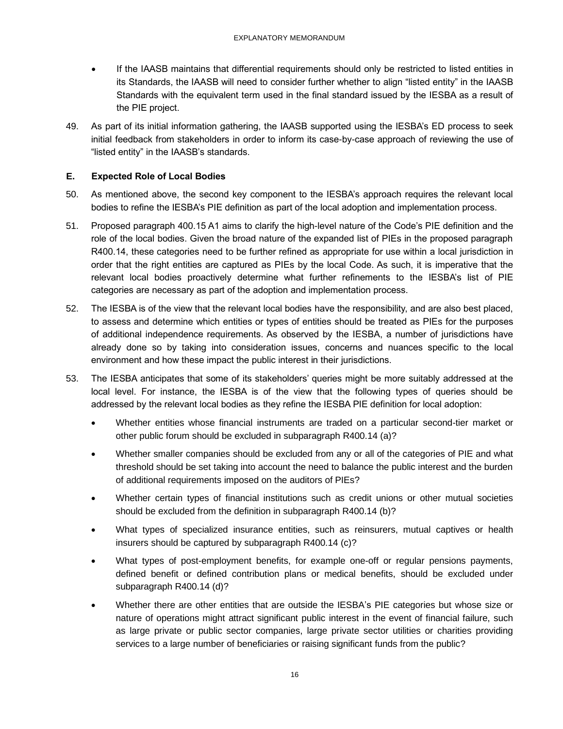- If the IAASB maintains that differential requirements should only be restricted to listed entities in its Standards, the IAASB will need to consider further whether to align "listed entity" in the IAASB Standards with the equivalent term used in the final standard issued by the IESBA as a result of the PIE project.

49. As part of its initial information gathering, the IAASB supported using the IESBA's ED process to seek initial feedback from stakeholders in order to inform its case-by-case approach of reviewing the use of "listed entity" in the IAASB's standards.

### E. Expected Role of Local Bodies

50. As mentioned above, the second key component to the IESBA's approach requires the relevant local bodies to refine the IESBA's PIE definition as part of the local adoption and implementation process.

51. Proposed paragraph 400.15 A1 aims to clarify the high-level nature of the Code's PIE definition and the role of the local bodies. Given the broad nature of the expanded list of PIEs in the proposed paragraph R400.14, these categories need to be further refined as appropriate for use within a local jurisdiction in order that the right entities are captured as PIEs by the local Code. As such, it is imperative that the relevant local bodies proactively determine what further refinements to the IESBA's list of PIE categories are necessary as part of the adoption and implementation process.

52. The IESBA is of the view that the relevant local bodies have the responsibility, and are also best placed, to assess and determine which entities or types of entities should be treated as PIEs for the purposes of additional independence requirements. As observed by the IESBA, a number of jurisdictions have already done so by taking into consideration issues, concerns and nuances specific to the local environment and how these impact the public interest in their jurisdictions.

53. The IESBA anticipates that some of its stakeholders' queries might be more suitably addressed at the local level. For instance, the IESBA is of the view that the following types of queries should be addressed by the relevant local bodies as they refine the IESBA PIE definition for local adoption:

    - Whether entities whose financial instruments are traded on a particular second-tier market or other public forum should be excluded in subparagraph R400.14 (a)?
    - Whether smaller companies should be excluded from any or all of the categories of PIE and what threshold should be set taking into account the need to balance the public interest and the burden of additional requirements imposed on the auditors of PIEs?
    - Whether certain types of financial institutions such as credit unions or other mutual societies should be excluded from the definition in subparagraph R400.14 (b)?
    - What types of specialized insurance entities, such as reinsurers, mutual captives or health insurers should be captured by subparagraph R400.14 (c)?
    - What types of post-employment benefits, for example one-off or regular pensions payments, defined benefit or defined contribution plans or medical benefits, should be excluded under subparagraph R400.14 (d)?
    - Whether there are other entities that are outside the IESBA's PIE categories but whose size or nature of operations might attract significant public interest in the event of financial failure, such as large private or public sector companies, large private sector utilities or charities providing services to a large number of beneficiaries or raising significant funds from the public?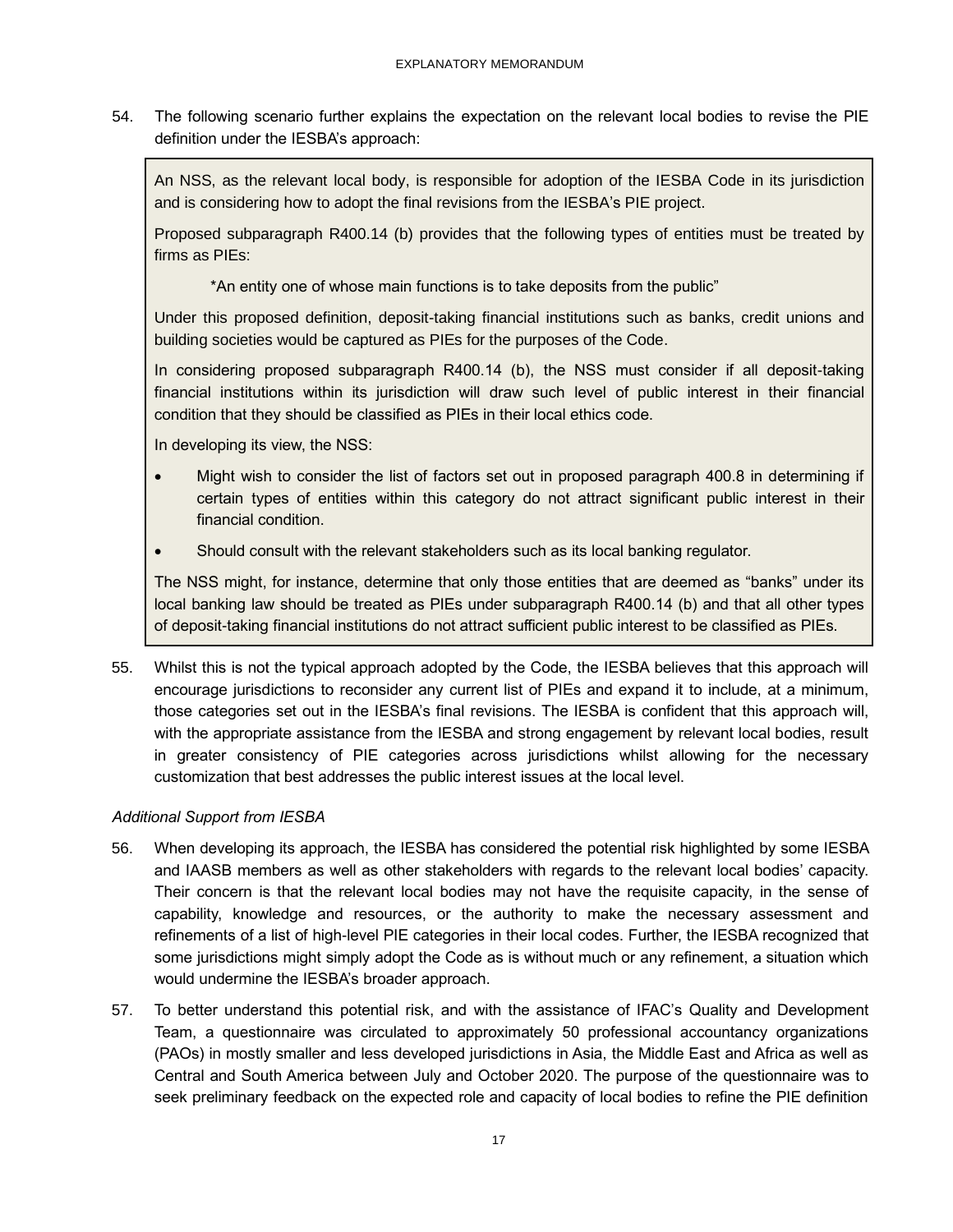54. The following scenario further explains the expectation on the relevant local bodies to revise the PIE definition under the IESBA's approach:

> An NSS, as the relevant local body, is responsible for adoption of the IESBA Code in its jurisdiction and is considering how to adopt the final revisions from the IESBA's PIE project.
>
> Proposed subparagraph R400.14 (b) provides that the following types of entities must be treated by firms as PIEs:
>
> *An entity one of whose main functions is to take deposits from the public"
>
> Under this proposed definition, deposit-taking financial institutions such as banks, credit unions and building societies would be captured as PIEs for the purposes of the Code.
>
> In considering proposed subparagraph R400.14 (b), the NSS must consider if all deposit-taking financial institutions within its jurisdiction will draw such level of public interest in their financial condition that they should be classified as PIEs in their local ethics code.
>
> In developing its view, the NSS:
>
> - Might wish to consider the list of factors set out in proposed paragraph 400.8 in determining if certain types of entities within this category do not attract significant public interest in their financial condition.
> - Should consult with the relevant stakeholders such as its local banking regulator.
>
> The NSS might, for instance, determine that only those entities that are deemed as "banks" under its local banking law should be treated as PIEs under subparagraph R400.14 (b) and that all other types of deposit-taking financial institutions do not attract sufficient public interest to be classified as PIEs.

55. Whilst this is not the typical approach adopted by the Code, the IESBA believes that this approach will encourage jurisdictions to reconsider any current list of PIEs and expand it to include, at a minimum, those categories set out in the IESBA's final revisions. The IESBA is confident that this approach will, with the appropriate assistance from the IESBA and strong engagement by relevant local bodies, result in greater consistency of PIE categories across jurisdictions whilst allowing for the necessary customization that best addresses the public interest issues at the local level.

*Additional Support from IESBA*

56. When developing its approach, the IESBA has considered the potential risk highlighted by some IESBA and IAASB members as well as other stakeholders with regards to the relevant local bodies' capacity. Their concern is that the relevant local bodies may not have the requisite capacity, in the sense of capability, knowledge and resources, or the authority to make the necessary assessment and refinements of a list of high-level PIE categories in their local codes. Further, the IESBA recognized that some jurisdictions might simply adopt the Code as is without much or any refinement, a situation which would undermine the IESBA's broader approach.

57. To better understand this potential risk, and with the assistance of IFAC's Quality and Development Team, a questionnaire was circulated to approximately 50 professional accountancy organizations (PAOs) in mostly smaller and less developed jurisdictions in Asia, the Middle East and Africa as well as Central and South America between July and October 2020. The purpose of the questionnaire was to seek preliminary feedback on the expected role and capacity of local bodies to refine the PIE definition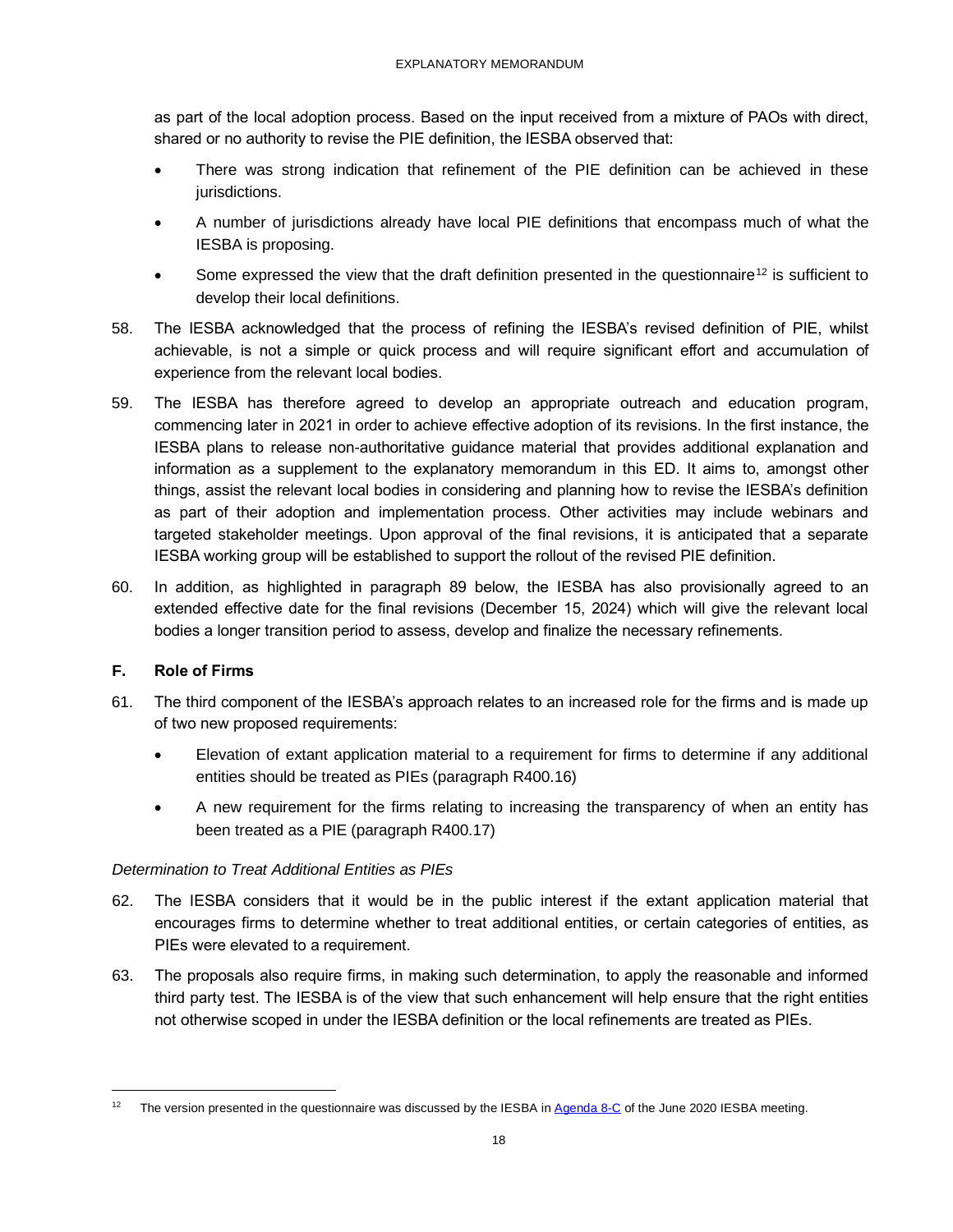as part of the local adoption process. Based on the input received from a mixture of PAOs with direct, shared or no authority to revise the PIE definition, the IESBA observed that:

- There was strong indication that refinement of the PIE definition can be achieved in these jurisdictions.
- A number of jurisdictions already have local PIE definitions that encompass much of what the IESBA is proposing.
- Some expressed the view that the draft definition presented in the questionnaire[12] is sufficient to develop their local definitions.

58. The IESBA acknowledged that the process of refining the IESBA's revised definition of PIE, whilst achievable, is not a simple or quick process and will require significant effort and accumulation of experience from the relevant local bodies.

59. The IESBA has therefore agreed to develop an appropriate outreach and education program, commencing later in 2021 in order to achieve effective adoption of its revisions. In the first instance, the IESBA plans to release non-authoritative guidance material that provides additional explanation and information as a supplement to the explanatory memorandum in this ED. It aims to, amongst other things, assist the relevant local bodies in considering and planning how to revise the IESBA's definition as part of their adoption and implementation process. Other activities may include webinars and targeted stakeholder meetings. Upon approval of the final revisions, it is anticipated that a separate IESBA working group will be established to support the rollout of the revised PIE definition.

60. In addition, as highlighted in paragraph 89 below, the IESBA has also provisionally agreed to an extended effective date for the final revisions (December 15, 2024) which will give the relevant local bodies a longer transition period to assess, develop and finalize the necessary refinements.

## F. Role of Firms

61. The third component of the IESBA's approach relates to an increased role for the firms and is made up of two new proposed requirements:
    - Elevation of extant application material to a requirement for firms to determine if any additional entities should be treated as PIEs (paragraph R400.16)
    - A new requirement for the firms relating to increasing the transparency of when an entity has been treated as a PIE (paragraph R400.17)

### *Determination to Treat Additional Entities as PIEs*

62. The IESBA considers that it would be in the public interest if the extant application material that encourages firms to determine whether to treat additional entities, or certain categories of entities, as PIEs were elevated to a requirement.

63. The proposals also require firms, in making such determination, to apply the reasonable and informed third party test. The IESBA is of the view that such enhancement will help ensure that the right entities not otherwise scoped in under the IESBA definition or the local refinements are treated as PIEs.

---

[12] The version presented in the questionnaire was discussed by the IESBA in [Agenda 8-C](#) of the June 2020 IESBA meeting.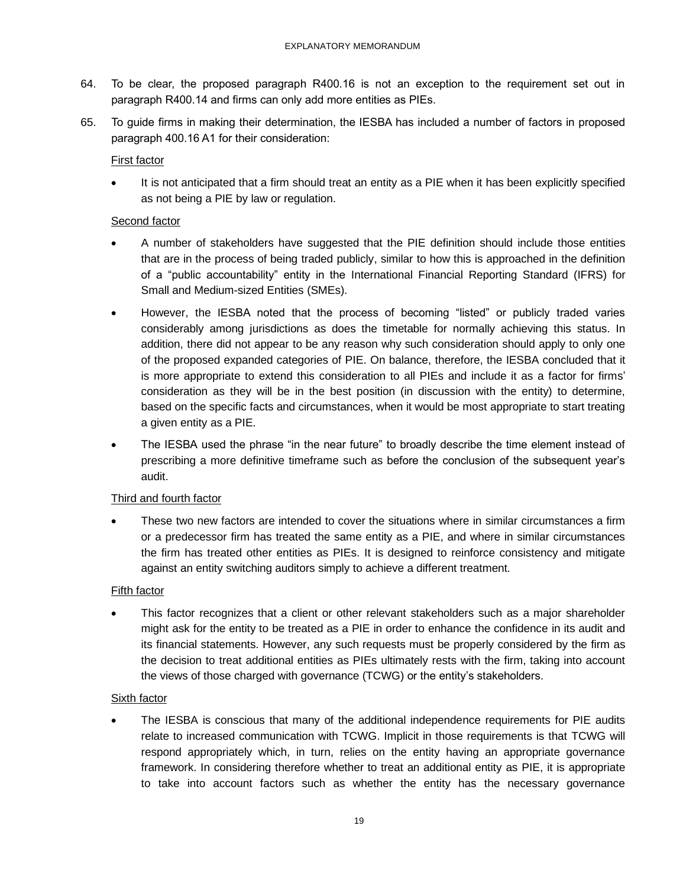64. To be clear, the proposed paragraph R400.16 is not an exception to the requirement set out in paragraph R400.14 and firms can only add more entities as PIEs.

65. To guide firms in making their determination, the IESBA has included a number of factors in proposed paragraph 400.16 A1 for their consideration:

    First factor

    - It is not anticipated that a firm should treat an entity as a PIE when it has been explicitly specified as not being a PIE by law or regulation.

    Second factor

    - A number of stakeholders have suggested that the PIE definition should include those entities that are in the process of being traded publicly, similar to how this is approached in the definition of a "public accountability" entity in the International Financial Reporting Standard (IFRS) for Small and Medium-sized Entities (SMEs).
    - However, the IESBA noted that the process of becoming "listed" or publicly traded varies considerably among jurisdictions as does the timetable for normally achieving this status. In addition, there did not appear to be any reason why such consideration should apply to only one of the proposed expanded categories of PIE. On balance, therefore, the IESBA concluded that it is more appropriate to extend this consideration to all PIEs and include it as a factor for firms' consideration as they will be in the best position (in discussion with the entity) to determine, based on the specific facts and circumstances, when it would be most appropriate to start treating a given entity as a PIE.
    - The IESBA used the phrase "in the near future" to broadly describe the time element instead of prescribing a more definitive timeframe such as before the conclusion of the subsequent year's audit.

    Third and fourth factor

    - These two new factors are intended to cover the situations where in similar circumstances a firm or a predecessor firm has treated the same entity as a PIE, and where in similar circumstances the firm has treated other entities as PIEs. It is designed to reinforce consistency and mitigate against an entity switching auditors simply to achieve a different treatment.

    Fifth factor

    - This factor recognizes that a client or other relevant stakeholders such as a major shareholder might ask for the entity to be treated as a PIE in order to enhance the confidence in its audit and its financial statements. However, any such requests must be properly considered by the firm as the decision to treat additional entities as PIEs ultimately rests with the firm, taking into account the views of those charged with governance (TCWG) or the entity's stakeholders.

    Sixth factor

    - The IESBA is conscious that many of the additional independence requirements for PIE audits relate to increased communication with TCWG. Implicit in those requirements is that TCWG will respond appropriately which, in turn, relies on the entity having an appropriate governance framework. In considering therefore whether to treat an additional entity as PIE, it is appropriate to take into account factors such as whether the entity has the necessary governance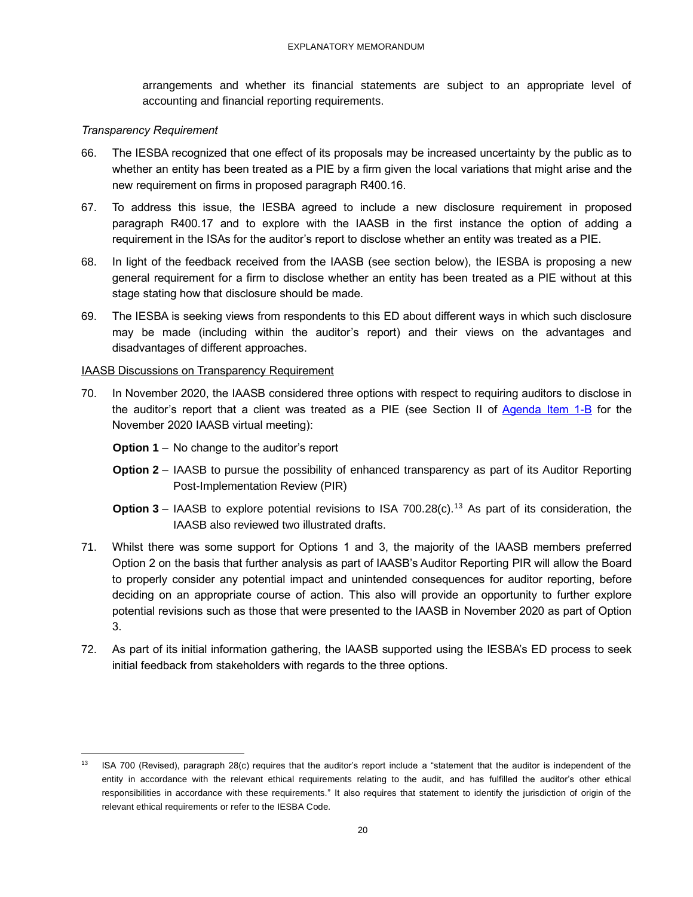arrangements and whether its financial statements are subject to an appropriate level of accounting and financial reporting requirements.

*Transparency Requirement*

66. The IESBA recognized that one effect of its proposals may be increased uncertainty by the public as to whether an entity has been treated as a PIE by a firm given the local variations that might arise and the new requirement on firms in proposed paragraph R400.16.

67. To address this issue, the IESBA agreed to include a new disclosure requirement in proposed paragraph R400.17 and to explore with the IAASB in the first instance the option of adding a requirement in the ISAs for the auditor's report to disclose whether an entity was treated as a PIE.

68. In light of the feedback received from the IAASB (see section below), the IESBA is proposing a new general requirement for a firm to disclose whether an entity has been treated as a PIE without at this stage stating how that disclosure should be made.

69. The IESBA is seeking views from respondents to this ED about different ways in which such disclosure may be made (including within the auditor's report) and their views on the advantages and disadvantages of different approaches.

<u>IAASB Discussions on Transparency Requirement</u>

70. In November 2020, the IAASB considered three options with respect to requiring auditors to disclose in the auditor's report that a client was treated as a PIE (see Section II of [Agenda Item 1-B]() for the November 2020 IAASB virtual meeting):

    **Option 1** – No change to the auditor's report

    **Option 2** – IAASB to pursue the possibility of enhanced transparency as part of its Auditor Reporting Post-Implementation Review (PIR)

    **Option 3** – IAASB to explore potential revisions to ISA 700.28(c).[13] As part of its consideration, the IAASB also reviewed two illustrated drafts.

71. Whilst there was some support for Options 1 and 3, the majority of the IAASB members preferred Option 2 on the basis that further analysis as part of IAASB's Auditor Reporting PIR will allow the Board to properly consider any potential impact and unintended consequences for auditor reporting, before deciding on an appropriate course of action. This also will provide an opportunity to further explore potential revisions such as those that were presented to the IAASB in November 2020 as part of Option 3.

72. As part of its initial information gathering, the IAASB supported using the IESBA's ED process to seek initial feedback from stakeholders with regards to the three options.

---

[13] ISA 700 (Revised), paragraph 28(c) requires that the auditor's report include a "statement that the auditor is independent of the entity in accordance with the relevant ethical requirements relating to the audit, and has fulfilled the auditor's other ethical responsibilities in accordance with these requirements." It also requires that statement to identify the jurisdiction of origin of the relevant ethical requirements or refer to the IESBA Code.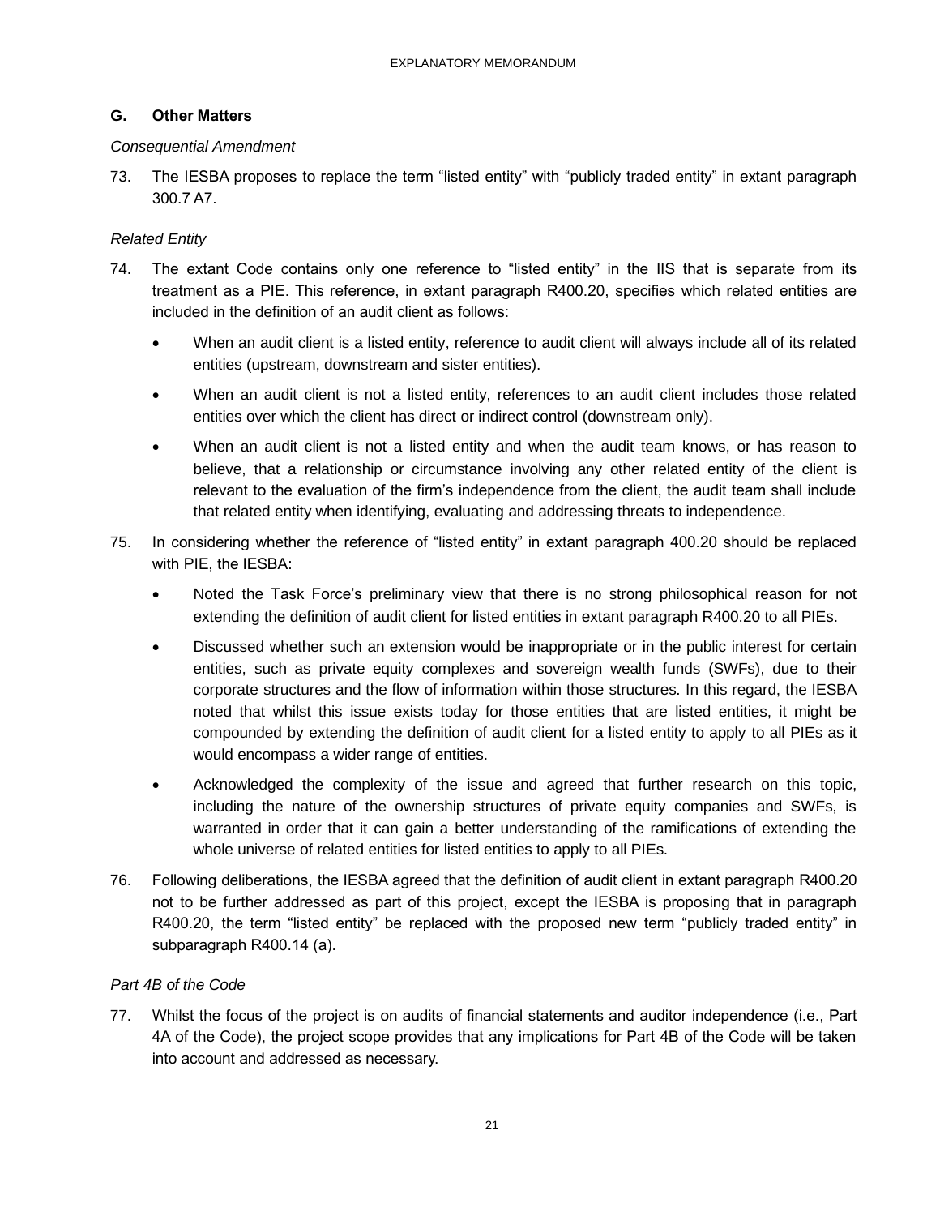## G. Other Matters

*Consequential Amendment*

73. The IESBA proposes to replace the term "listed entity" with "publicly traded entity" in extant paragraph 300.7 A7.

*Related Entity*

74. The extant Code contains only one reference to "listed entity" in the IIS that is separate from its treatment as a PIE. This reference, in extant paragraph R400.20, specifies which related entities are included in the definition of an audit client as follows:

   - When an audit client is a listed entity, reference to audit client will always include all of its related entities (upstream, downstream and sister entities).
   - When an audit client is not a listed entity, references to an audit client includes those related entities over which the client has direct or indirect control (downstream only).
   - When an audit client is not a listed entity and when the audit team knows, or has reason to believe, that a relationship or circumstance involving any other related entity of the client is relevant to the evaluation of the firm's independence from the client, the audit team shall include that related entity when identifying, evaluating and addressing threats to independence.

75. In considering whether the reference of "listed entity" in extant paragraph 400.20 should be replaced with PIE, the IESBA:

   - Noted the Task Force's preliminary view that there is no strong philosophical reason for not extending the definition of audit client for listed entities in extant paragraph R400.20 to all PIEs.
   - Discussed whether such an extension would be inappropriate or in the public interest for certain entities, such as private equity complexes and sovereign wealth funds (SWFs), due to their corporate structures and the flow of information within those structures. In this regard, the IESBA noted that whilst this issue exists today for those entities that are listed entities, it might be compounded by extending the definition of audit client for a listed entity to apply to all PIEs as it would encompass a wider range of entities.
   - Acknowledged the complexity of the issue and agreed that further research on this topic, including the nature of the ownership structures of private equity companies and SWFs, is warranted in order that it can gain a better understanding of the ramifications of extending the whole universe of related entities for listed entities to apply to all PIEs.

76. Following deliberations, the IESBA agreed that the definition of audit client in extant paragraph R400.20 not to be further addressed as part of this project, except the IESBA is proposing that in paragraph R400.20, the term "listed entity" be replaced with the proposed new term "publicly traded entity" in subparagraph R400.14 (a).

*Part 4B of the Code*

77. Whilst the focus of the project is on audits of financial statements and auditor independence (i.e., Part 4A of the Code), the project scope provides that any implications for Part 4B of the Code will be taken into account and addressed as necessary.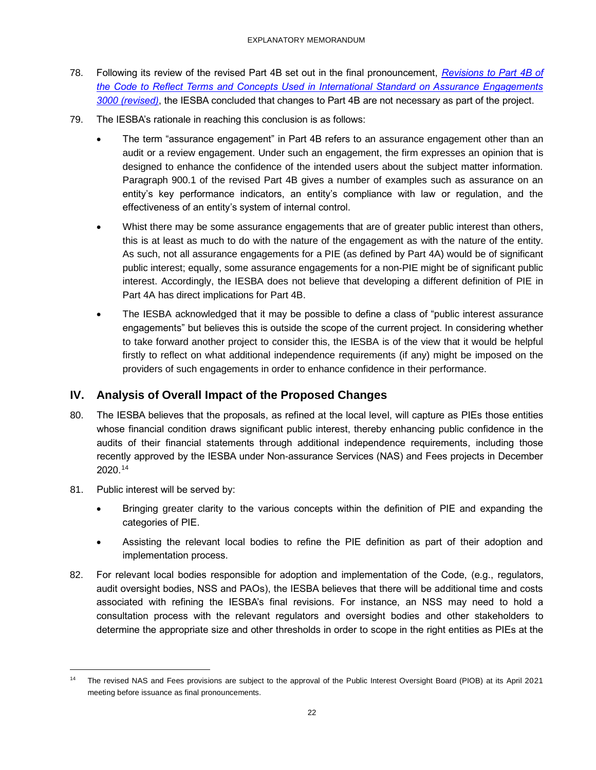78. Following its review of the revised Part 4B set out in the final pronouncement, *Revisions to Part 4B of the Code to Reflect Terms and Concepts Used in International Standard on Assurance Engagements 3000 (revised)*, the IESBA concluded that changes to Part 4B are not necessary as part of the project.

79. The IESBA's rationale in reaching this conclusion is as follows:

    - The term "assurance engagement" in Part 4B refers to an assurance engagement other than an audit or a review engagement. Under such an engagement, the firm expresses an opinion that is designed to enhance the confidence of the intended users about the subject matter information. Paragraph 900.1 of the revised Part 4B gives a number of examples such as assurance on an entity's key performance indicators, an entity's compliance with law or regulation, and the effectiveness of an entity's system of internal control.
    - Whist there may be some assurance engagements that are of greater public interest than others, this is at least as much to do with the nature of the engagement as with the nature of the entity. As such, not all assurance engagements for a PIE (as defined by Part 4A) would be of significant public interest; equally, some assurance engagements for a non-PIE might be of significant public interest. Accordingly, the IESBA does not believe that developing a different definition of PIE in Part 4A has direct implications for Part 4B.
    - The IESBA acknowledged that it may be possible to define a class of "public interest assurance engagements" but believes this is outside the scope of the current project. In considering whether to take forward another project to consider this, the IESBA is of the view that it would be helpful firstly to reflect on what additional independence requirements (if any) might be imposed on the providers of such engagements in order to enhance confidence in their performance.

## IV. Analysis of Overall Impact of the Proposed Changes

80. The IESBA believes that the proposals, as refined at the local level, will capture as PIEs those entities whose financial condition draws significant public interest, thereby enhancing public confidence in the audits of their financial statements through additional independence requirements, including those recently approved by the IESBA under Non-assurance Services (NAS) and Fees projects in December 2020.[14]

81. Public interest will be served by:

    - Bringing greater clarity to the various concepts within the definition of PIE and expanding the categories of PIE.
    - Assisting the relevant local bodies to refine the PIE definition as part of their adoption and implementation process.

82. For relevant local bodies responsible for adoption and implementation of the Code, (e.g., regulators, audit oversight bodies, NSS and PAOs), the IESBA believes that there will be additional time and costs associated with refining the IESBA's final revisions. For instance, an NSS may need to hold a consultation process with the relevant regulators and oversight bodies and other stakeholders to determine the appropriate size and other thresholds in order to scope in the right entities as PIEs at the

---

[14] The revised NAS and Fees provisions are subject to the approval of the Public Interest Oversight Board (PIOB) at its April 2021 meeting before issuance as final pronouncements.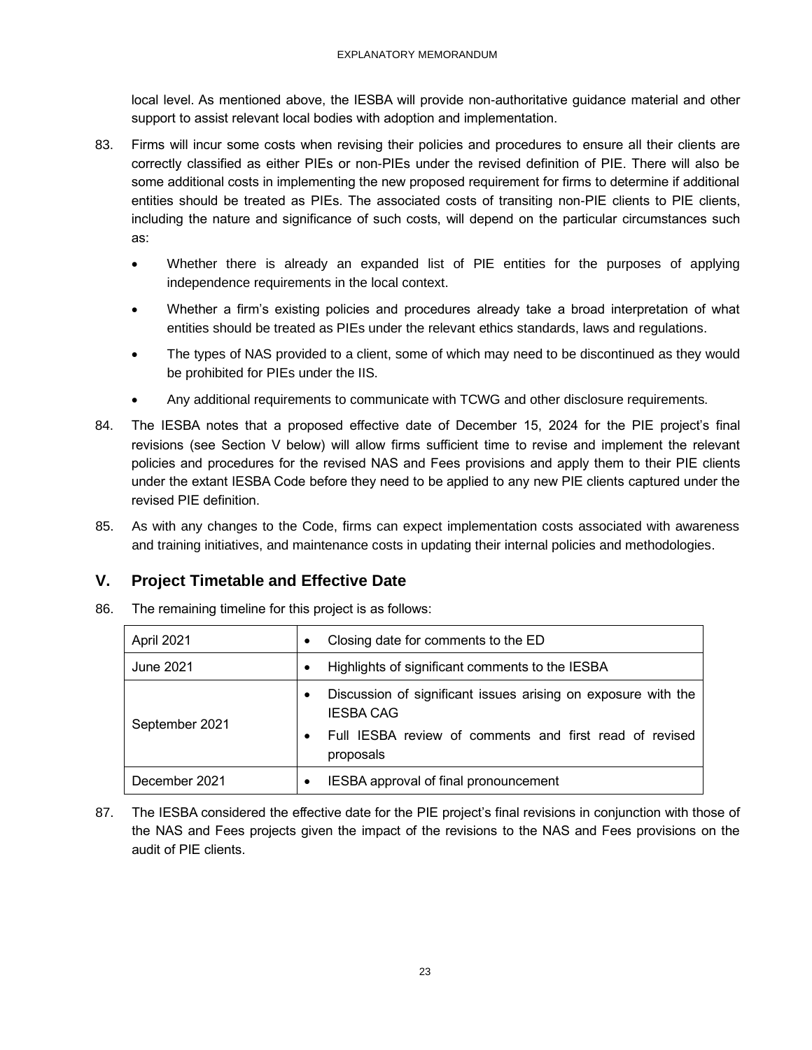local level. As mentioned above, the IESBA will provide non-authoritative guidance material and other support to assist relevant local bodies with adoption and implementation.

83. Firms will incur some costs when revising their policies and procedures to ensure all their clients are correctly classified as either PIEs or non-PIEs under the revised definition of PIE. There will also be some additional costs in implementing the new proposed requirement for firms to determine if additional entities should be treated as PIEs. The associated costs of transiting non-PIE clients to PIE clients, including the nature and significance of such costs, will depend on the particular circumstances such as:

    - Whether there is already an expanded list of PIE entities for the purposes of applying independence requirements in the local context.
    - Whether a firm's existing policies and procedures already take a broad interpretation of what entities should be treated as PIEs under the relevant ethics standards, laws and regulations.
    - The types of NAS provided to a client, some of which may need to be discontinued as they would be prohibited for PIEs under the IIS.
    - Any additional requirements to communicate with TCWG and other disclosure requirements.

84. The IESBA notes that a proposed effective date of December 15, 2024 for the PIE project's final revisions (see Section V below) will allow firms sufficient time to revise and implement the relevant policies and procedures for the revised NAS and Fees provisions and apply them to their PIE clients under the extant IESBA Code before they need to be applied to any new PIE clients captured under the revised PIE definition.

85. As with any changes to the Code, firms can expect implementation costs associated with awareness and training initiatives, and maintenance costs in updating their internal policies and methodologies.

## V. Project Timetable and Effective Date

86. The remaining timeline for this project is as follows:

| Date | Activity |
|---|---|
| April 2021 | • Closing date for comments to the ED |
| June 2021 | • Highlights of significant comments to the IESBA |
| September 2021 | • Discussion of significant issues arising on exposure with the IESBA CAG<br>• Full IESBA review of comments and first read of revised proposals |
| December 2021 | • IESBA approval of final pronouncement |

87. The IESBA considered the effective date for the PIE project's final revisions in conjunction with those of the NAS and Fees projects given the impact of the revisions to the NAS and Fees provisions on the audit of PIE clients.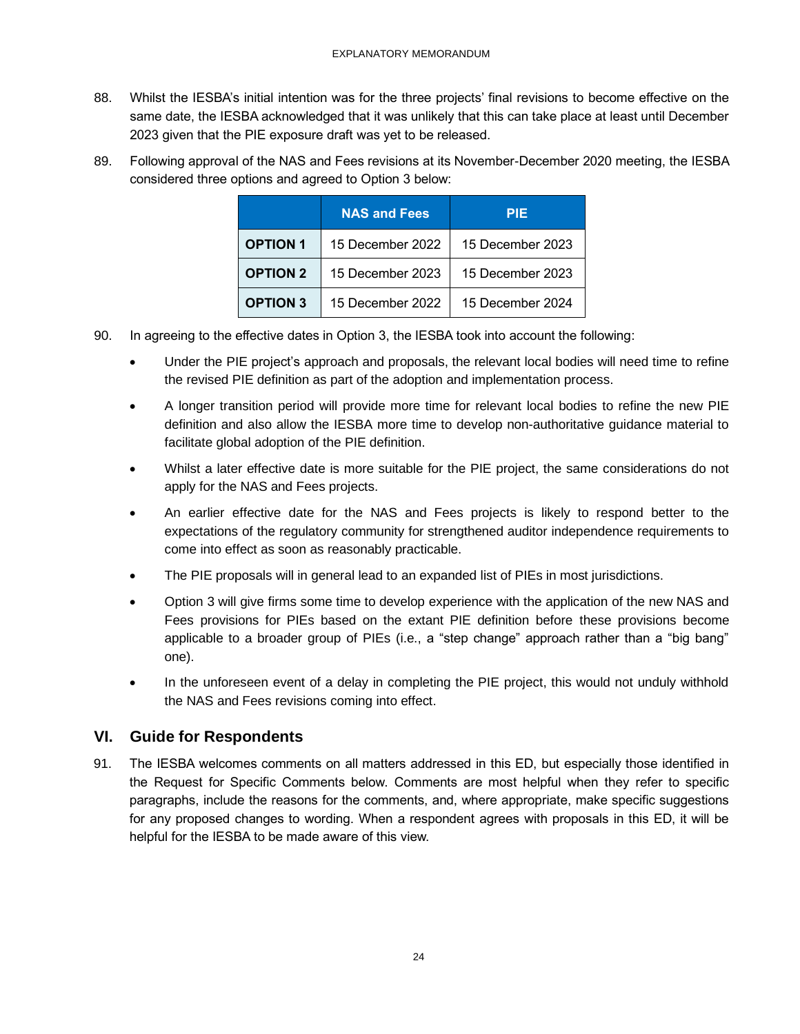88. Whilst the IESBA's initial intention was for the three projects' final revisions to become effective on the same date, the IESBA acknowledged that it was unlikely that this can take place at least until December 2023 given that the PIE exposure draft was yet to be released.

89. Following approval of the NAS and Fees revisions at its November-December 2020 meeting, the IESBA considered three options and agreed to Option 3 below:

| | NAS and Fees | PIE |
|---|---|---|
| **OPTION 1** | 15 December 2022 | 15 December 2023 |
| **OPTION 2** | 15 December 2023 | 15 December 2023 |
| **OPTION 3** | 15 December 2022 | 15 December 2024 |

90. In agreeing to the effective dates in Option 3, the IESBA took into account the following:

    - Under the PIE project's approach and proposals, the relevant local bodies will need time to refine the revised PIE definition as part of the adoption and implementation process.
    - A longer transition period will provide more time for relevant local bodies to refine the new PIE definition and also allow the IESBA more time to develop non-authoritative guidance material to facilitate global adoption of the PIE definition.
    - Whilst a later effective date is more suitable for the PIE project, the same considerations do not apply for the NAS and Fees projects.
    - An earlier effective date for the NAS and Fees projects is likely to respond better to the expectations of the regulatory community for strengthened auditor independence requirements to come into effect as soon as reasonably practicable.
    - The PIE proposals will in general lead to an expanded list of PIEs in most jurisdictions.
    - Option 3 will give firms some time to develop experience with the application of the new NAS and Fees provisions for PIEs based on the extant PIE definition before these provisions become applicable to a broader group of PIEs (i.e., a "step change" approach rather than a "big bang" one).
    - In the unforeseen event of a delay in completing the PIE project, this would not unduly withhold the NAS and Fees revisions coming into effect.

## VI. Guide for Respondents

91. The IESBA welcomes comments on all matters addressed in this ED, but especially those identified in the Request for Specific Comments below. Comments are most helpful when they refer to specific paragraphs, include the reasons for the comments, and, where appropriate, make specific suggestions for any proposed changes to wording. When a respondent agrees with proposals in this ED, it will be helpful for the IESBA to be made aware of this view.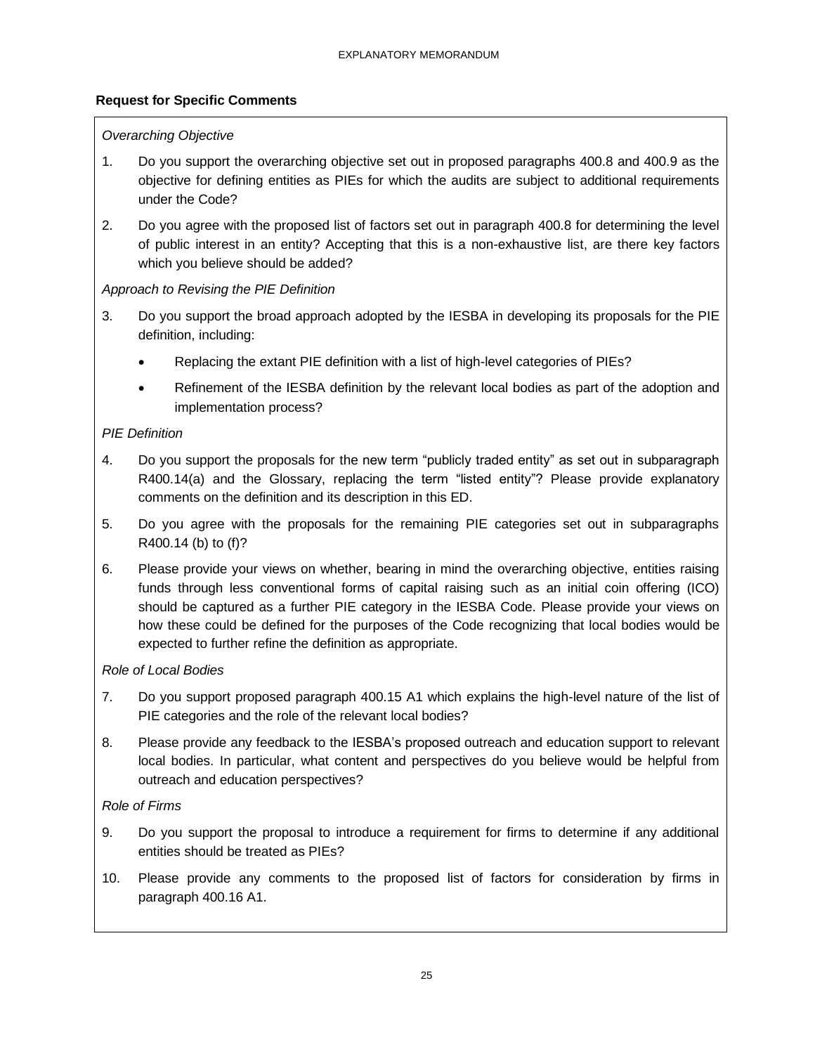## Request for Specific Comments

*Overarching Objective*

1. Do you support the overarching objective set out in proposed paragraphs 400.8 and 400.9 as the objective for defining entities as PIEs for which the audits are subject to additional requirements under the Code?
2. Do you agree with the proposed list of factors set out in paragraph 400.8 for determining the level of public interest in an entity? Accepting that this is a non-exhaustive list, are there key factors which you believe should be added?

*Approach to Revising the PIE Definition*

3. Do you support the broad approach adopted by the IESBA in developing its proposals for the PIE definition, including:
   - Replacing the extant PIE definition with a list of high-level categories of PIEs?
   - Refinement of the IESBA definition by the relevant local bodies as part of the adoption and implementation process?

*PIE Definition*

4. Do you support the proposals for the new term "publicly traded entity" as set out in subparagraph R400.14(a) and the Glossary, replacing the term "listed entity"? Please provide explanatory comments on the definition and its description in this ED.
5. Do you agree with the proposals for the remaining PIE categories set out in subparagraphs R400.14 (b) to (f)?
6. Please provide your views on whether, bearing in mind the overarching objective, entities raising funds through less conventional forms of capital raising such as an initial coin offering (ICO) should be captured as a further PIE category in the IESBA Code. Please provide your views on how these could be defined for the purposes of the Code recognizing that local bodies would be expected to further refine the definition as appropriate.

*Role of Local Bodies*

7. Do you support proposed paragraph 400.15 A1 which explains the high-level nature of the list of PIE categories and the role of the relevant local bodies?
8. Please provide any feedback to the IESBA's proposed outreach and education support to relevant local bodies. In particular, what content and perspectives do you believe would be helpful from outreach and education perspectives?

*Role of Firms*

9. Do you support the proposal to introduce a requirement for firms to determine if any additional entities should be treated as PIEs?
10. Please provide any comments to the proposed list of factors for consideration by firms in paragraph 400.16 A1.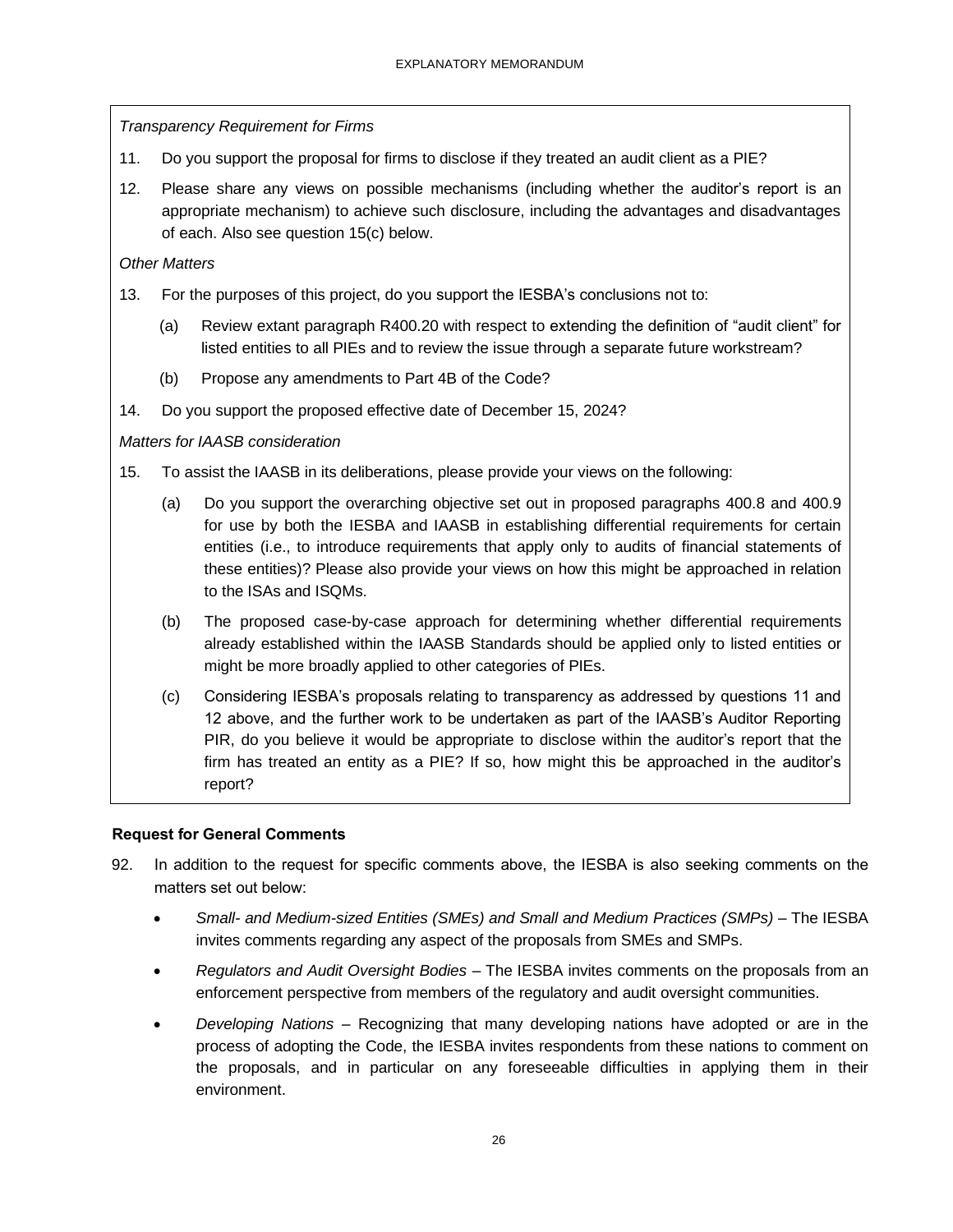*Transparency Requirement for Firms*

11. Do you support the proposal for firms to disclose if they treated an audit client as a PIE?

12. Please share any views on possible mechanisms (including whether the auditor's report is an appropriate mechanism) to achieve such disclosure, including the advantages and disadvantages of each. Also see question 15(c) below.

*Other Matters*

13. For the purposes of this project, do you support the IESBA's conclusions not to:

    (a) Review extant paragraph R400.20 with respect to extending the definition of "audit client" for listed entities to all PIEs and to review the issue through a separate future workstream?

    (b) Propose any amendments to Part 4B of the Code?

14. Do you support the proposed effective date of December 15, 2024?

*Matters for IAASB consideration*

15. To assist the IAASB in its deliberations, please provide your views on the following:

    (a) Do you support the overarching objective set out in proposed paragraphs 400.8 and 400.9 for use by both the IESBA and IAASB in establishing differential requirements for certain entities (i.e., to introduce requirements that apply only to audits of financial statements of these entities)? Please also provide your views on how this might be approached in relation to the ISAs and ISQMs.

    (b) The proposed case-by-case approach for determining whether differential requirements already established within the IAASB Standards should be applied only to listed entities or might be more broadly applied to other categories of PIEs.

    (c) Considering IESBA's proposals relating to transparency as addressed by questions 11 and 12 above, and the further work to be undertaken as part of the IAASB's Auditor Reporting PIR, do you believe it would be appropriate to disclose within the auditor's report that the firm has treated an entity as a PIE? If so, how might this be approached in the auditor's report?

**Request for General Comments**

92. In addition to the request for specific comments above, the IESBA is also seeking comments on the matters set out below:

    - *Small- and Medium-sized Entities (SMEs) and Small and Medium Practices (SMPs)* – The IESBA invites comments regarding any aspect of the proposals from SMEs and SMPs.
    - *Regulators and Audit Oversight Bodies* – The IESBA invites comments on the proposals from an enforcement perspective from members of the regulatory and audit oversight communities.
    - *Developing Nations* – Recognizing that many developing nations have adopted or are in the process of adopting the Code, the IESBA invites respondents from these nations to comment on the proposals, and in particular on any foreseeable difficulties in applying them in their environment.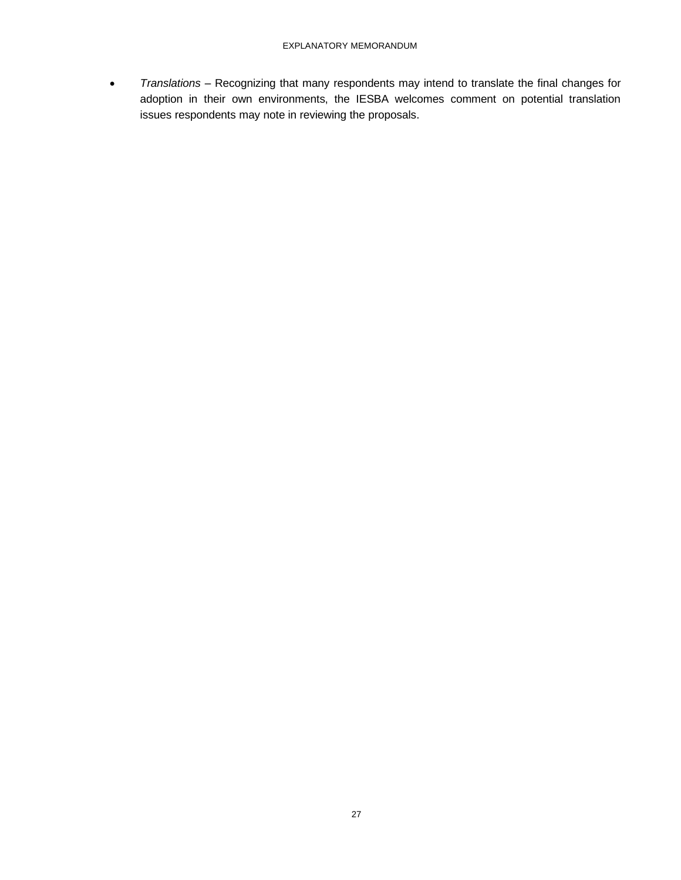- *Translations* – Recognizing that many respondents may intend to translate the final changes for adoption in their own environments, the IESBA welcomes comment on potential translation issues respondents may note in reviewing the proposals.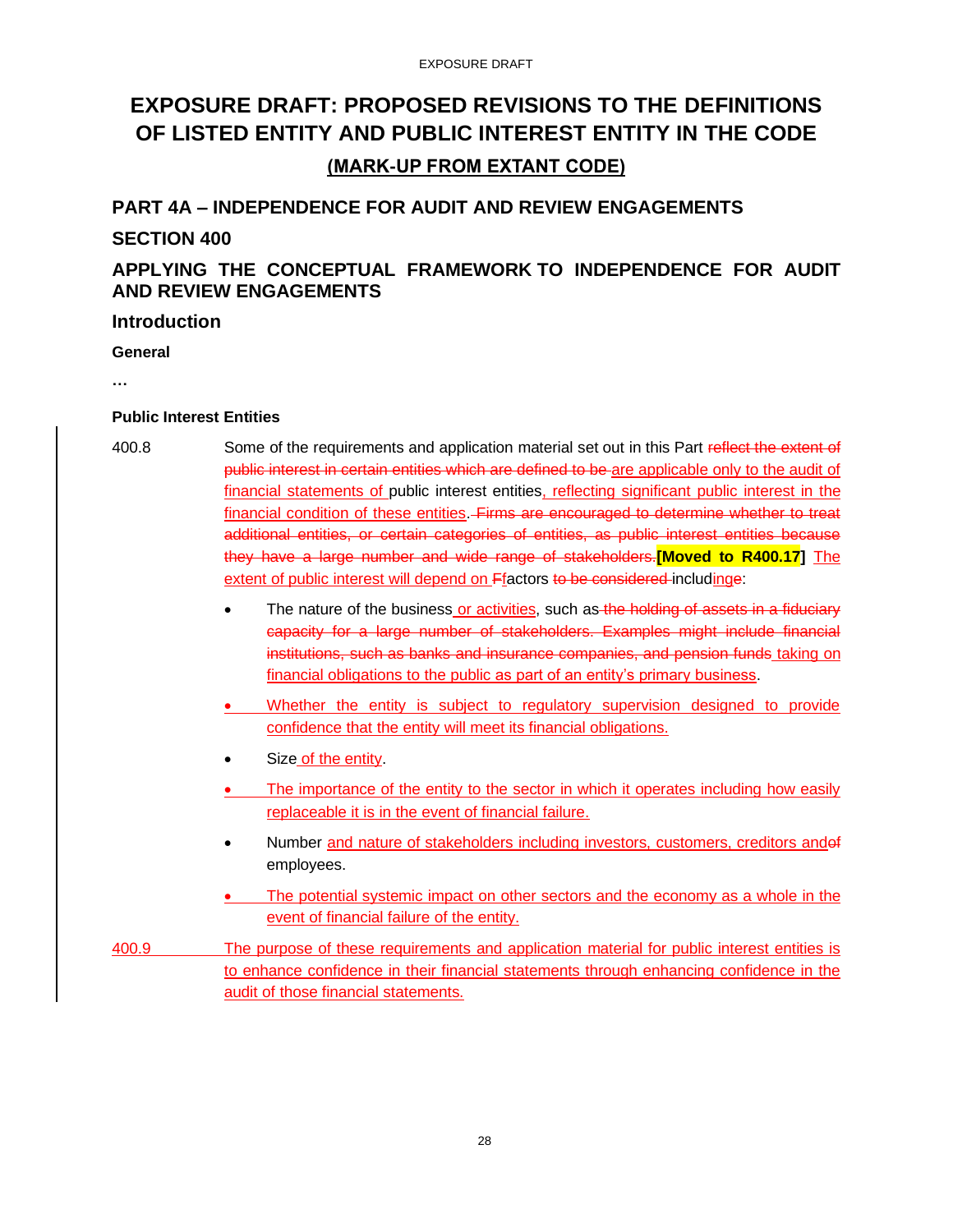# EXPOSURE DRAFT: PROPOSED REVISIONS TO THE DEFINITIONS OF LISTED ENTITY AND PUBLIC INTEREST ENTITY IN THE CODE

## (MARK-UP FROM EXTANT CODE)

## PART 4A – INDEPENDENCE FOR AUDIT AND REVIEW ENGAGEMENTS

## SECTION 400

## APPLYING THE CONCEPTUAL FRAMEWORK TO INDEPENDENCE FOR AUDIT AND REVIEW ENGAGEMENTS

### Introduction

**General**

**…**

**Public Interest Entities**

400.8 Some of the requirements and application material set out in this Part ~~reflect the extent of public interest in certain entities which are defined to be~~ <u>are applicable only to the audit of financial statements of</u> public interest entities<u>, reflecting significant public interest in the financial condition of these entities</u>. ~~Firms are encouraged to determine whether to treat additional entities, or certain categories of entities, as public interest entities because they have a large number and wide range of stakeholders.~~ **[Moved to R400.17]** <u>The extent of public interest will depend on</u> ~~F~~<u>f</u>actors ~~to be considered~~ includ<u>ing</u>~~e~~:

- The nature of the business<u> or activities</u>, such as ~~the holding of assets in a fiduciary capacity for a large number of stakeholders. Examples might include financial institutions, such as banks and insurance companies, and pension funds~~ <u>taking on financial obligations to the public as part of an entity's primary business</u>.
- <u>Whether the entity is subject to regulatory supervision designed to provide confidence that the entity will meet its financial obligations.</u>
- Size<u> of the entity</u>.
- <u>The importance of the entity to the sector in which it operates including how easily replaceable it is in the event of financial failure.</u>
- Number <u>and nature of stakeholders including investors, customers, creditors and</u>~~of~~ employees.
- <u>The potential systemic impact on other sectors and the economy as a whole in the event of financial failure of the entity.</u>

<u>400.9</u> <u>The purpose of these requirements and application material for public interest entities is to enhance confidence in their financial statements through enhancing confidence in the audit of those financial statements.</u>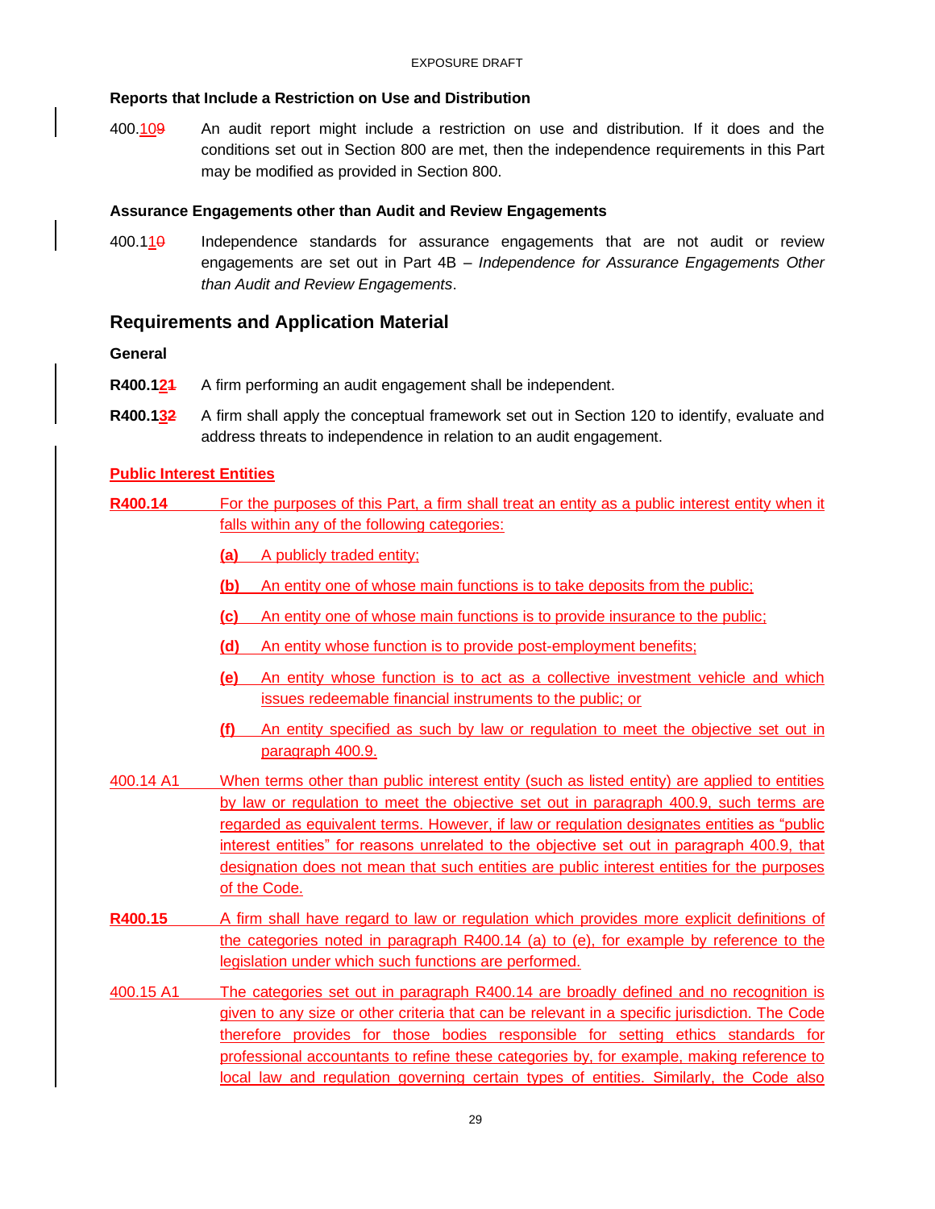#### Reports that Include a Restriction on Use and Distribution

400.109 An audit report might include a restriction on use and distribution. If it does and the conditions set out in Section 800 are met, then the independence requirements in this Part may be modified as provided in Section 800.

#### Assurance Engagements other than Audit and Review Engagements

400.110 Independence standards for assurance engagements that are not audit or review engagements are set out in Part 4B – *Independence for Assurance Engagements Other than Audit and Review Engagements*.

### Requirements and Application Material

#### General

**R400.121** A firm performing an audit engagement shall be independent.

**R400.132** A firm shall apply the conceptual framework set out in Section 120 to identify, evaluate and address threats to independence in relation to an audit engagement.

#### Public Interest Entities

**R400.14** For the purposes of this Part, a firm shall treat an entity as a public interest entity when it falls within any of the following categories:

- **(a)** A publicly traded entity;
- **(b)** An entity one of whose main functions is to take deposits from the public;
- **(c)** An entity one of whose main functions is to provide insurance to the public;
- **(d)** An entity whose function is to provide post-employment benefits;
- **(e)** An entity whose function is to act as a collective investment vehicle and which issues redeemable financial instruments to the public; or
- **(f)** An entity specified as such by law or regulation to meet the objective set out in paragraph 400.9.

400.14 A1 When terms other than public interest entity (such as listed entity) are applied to entities by law or regulation to meet the objective set out in paragraph 400.9, such terms are regarded as equivalent terms. However, if law or regulation designates entities as "public interest entities" for reasons unrelated to the objective set out in paragraph 400.9, that designation does not mean that such entities are public interest entities for the purposes of the Code.

**R400.15** A firm shall have regard to law or regulation which provides more explicit definitions of the categories noted in paragraph R400.14 (a) to (e), for example by reference to the legislation under which such functions are performed.

400.15 A1 The categories set out in paragraph R400.14 are broadly defined and no recognition is given to any size or other criteria that can be relevant in a specific jurisdiction. The Code therefore provides for those bodies responsible for setting ethics standards for professional accountants to refine these categories by, for example, making reference to local law and regulation governing certain types of entities. Similarly, the Code also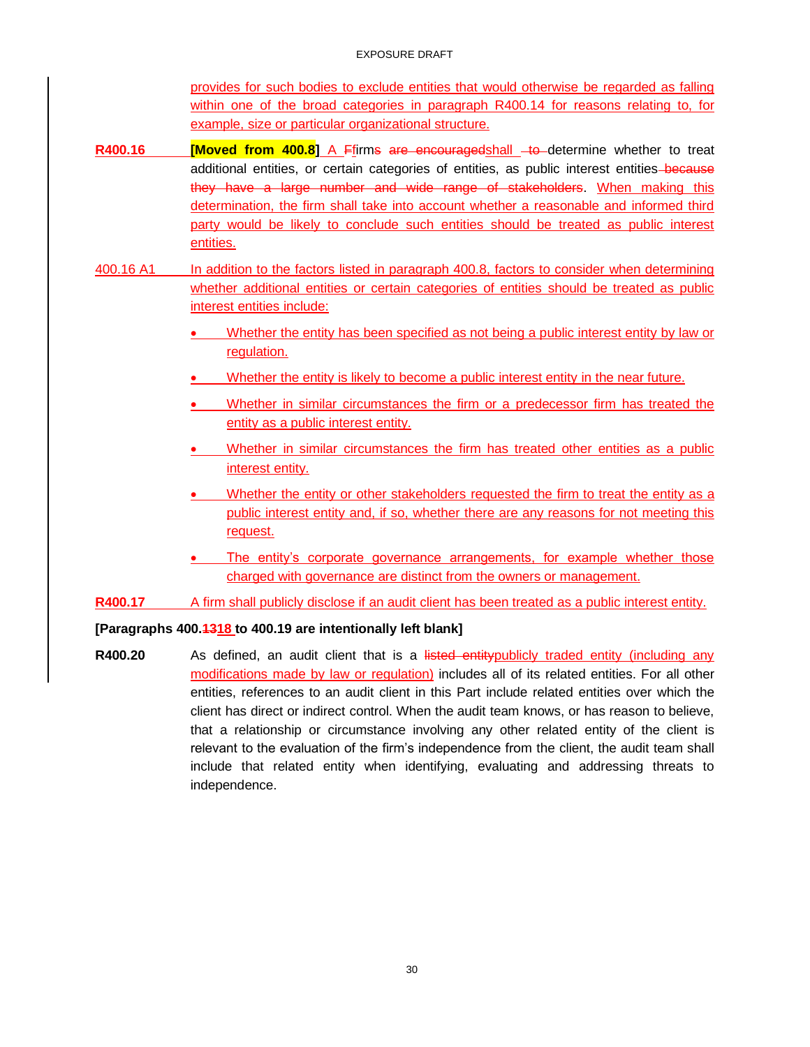provides for such bodies to exclude entities that would otherwise be regarded as falling within one of the broad categories in paragraph R400.14 for reasons relating to, for example, size or particular organizational structure.

**R400.16** **[Moved from 400.8]** A Ffirms are encouragedshall to determine whether to treat additional entities, or certain categories of entities, as public interest entities because they have a large number and wide range of stakeholders. When making this determination, the firm shall take into account whether a reasonable and informed third party would be likely to conclude such entities should be treated as public interest entities.

400.16 A1 In addition to the factors listed in paragraph 400.8, factors to consider when determining whether additional entities or certain categories of entities should be treated as public interest entities include:

- Whether the entity has been specified as not being a public interest entity by law or regulation.
- Whether the entity is likely to become a public interest entity in the near future.
- Whether in similar circumstances the firm or a predecessor firm has treated the entity as a public interest entity.
- Whether in similar circumstances the firm has treated other entities as a public interest entity.
- Whether the entity or other stakeholders requested the firm to treat the entity as a public interest entity and, if so, whether there are any reasons for not meeting this request.
- The entity's corporate governance arrangements, for example whether those charged with governance are distinct from the owners or management.

**R400.17** A firm shall publicly disclose if an audit client has been treated as a public interest entity.

**[Paragraphs 400.1318 to 400.19 are intentionally left blank]**

**R400.20** As defined, an audit client that is a listed entitypublicly traded entity (including any modifications made by law or regulation) includes all of its related entities. For all other entities, references to an audit client in this Part include related entities over which the client has direct or indirect control. When the audit team knows, or has reason to believe, that a relationship or circumstance involving any other related entity of the client is relevant to the evaluation of the firm's independence from the client, the audit team shall include that related entity when identifying, evaluating and addressing threats to independence.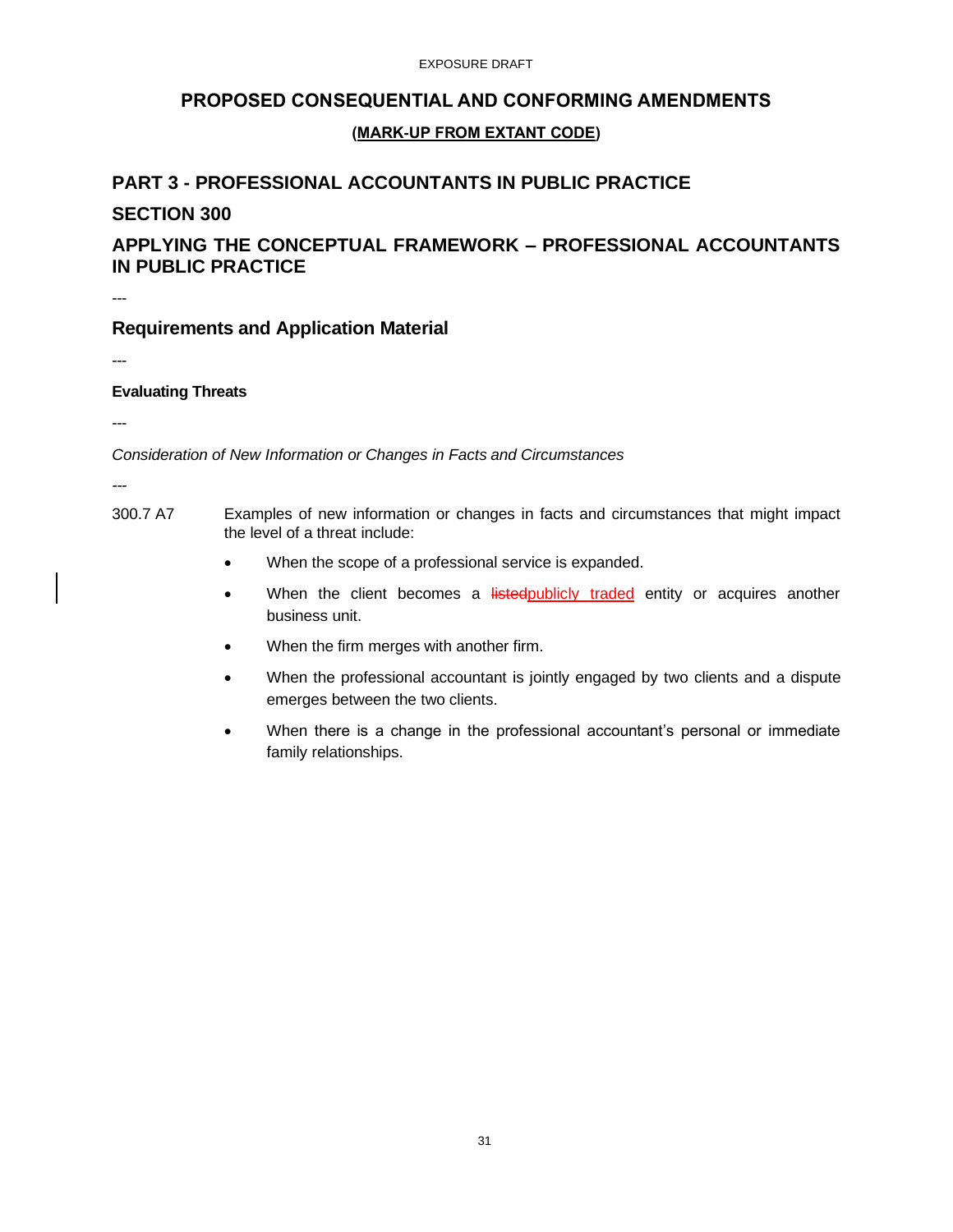EXPOSURE DRAFT

# PROPOSED CONSEQUENTIAL AND CONFORMING AMENDMENTS

**(MARK-UP FROM EXTANT CODE)**

## PART 3 - PROFESSIONAL ACCOUNTANTS IN PUBLIC PRACTICE

## SECTION 300

## APPLYING THE CONCEPTUAL FRAMEWORK – PROFESSIONAL ACCOUNTANTS IN PUBLIC PRACTICE

---

## Requirements and Application Material

---

### Evaluating Threats

---

*Consideration of New Information or Changes in Facts and Circumstances*

---

300.7 A7 Examples of new information or changes in facts and circumstances that might impact the level of a threat include:

- When the scope of a professional service is expanded.
- When the client becomes a ~~listed~~publicly traded entity or acquires another business unit.
- When the firm merges with another firm.
- When the professional accountant is jointly engaged by two clients and a dispute emerges between the two clients.
- When there is a change in the professional accountant's personal or immediate family relationships.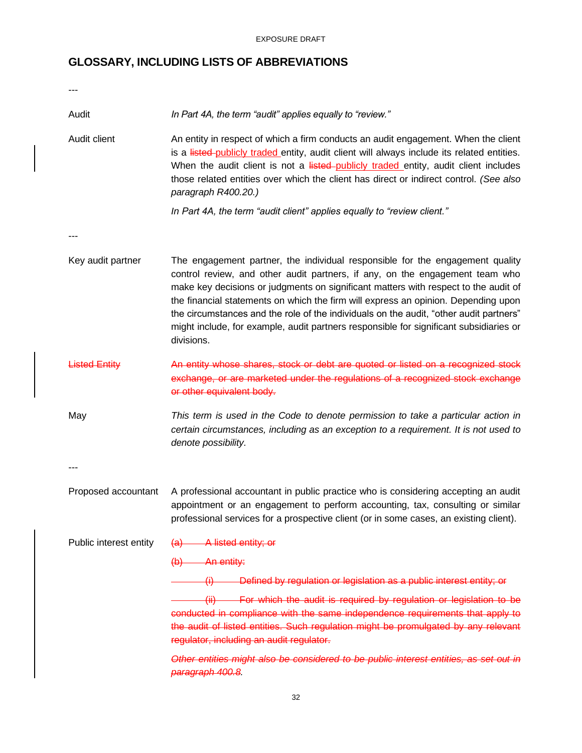## GLOSSARY, INCLUDING LISTS OF ABBREVIATIONS

---

**Audit** — *In Part 4A, the term "audit" applies equally to "review."*

**Audit client** — An entity in respect of which a firm conducts an audit engagement. When the client is a ~~listed~~ publicly traded entity, audit client will always include its related entities. When the audit client is not a ~~listed~~ publicly traded entity, audit client includes those related entities over which the client has direct or indirect control. *(See also paragraph R400.20.)*

*In Part 4A, the term "audit client" applies equally to "review client."*

---

**Key audit partner** — The engagement partner, the individual responsible for the engagement quality control review, and other audit partners, if any, on the engagement team who make key decisions or judgments on significant matters with respect to the audit of the financial statements on which the firm will express an opinion. Depending upon the circumstances and the role of the individuals on the audit, "other audit partners" might include, for example, audit partners responsible for significant subsidiaries or divisions.

~~**Listed Entity** — An entity whose shares, stock or debt are quoted or listed on a recognized stock exchange, or are marketed under the regulations of a recognized stock exchange or other equivalent body.~~

**May** — *This term is used in the Code to denote permission to take a particular action in certain circumstances, including as an exception to a requirement. It is not used to denote possibility.*

---

**Proposed accountant** — A professional accountant in public practice who is considering accepting an audit appointment or an engagement to perform accounting, tax, consulting or similar professional services for a prospective client (or in some cases, an existing client).

**Public interest entity** —

~~(a) A listed entity; or~~

~~(b) An entity:~~

~~(i) Defined by regulation or legislation as a public interest entity; or~~

~~(ii) For which the audit is required by regulation or legislation to be conducted in compliance with the same independence requirements that apply to the audit of listed entities. Such regulation might be promulgated by any relevant regulator, including an audit regulator.~~

~~*Other entities might also be considered to be public interest entities, as set out in paragraph 400.8.*~~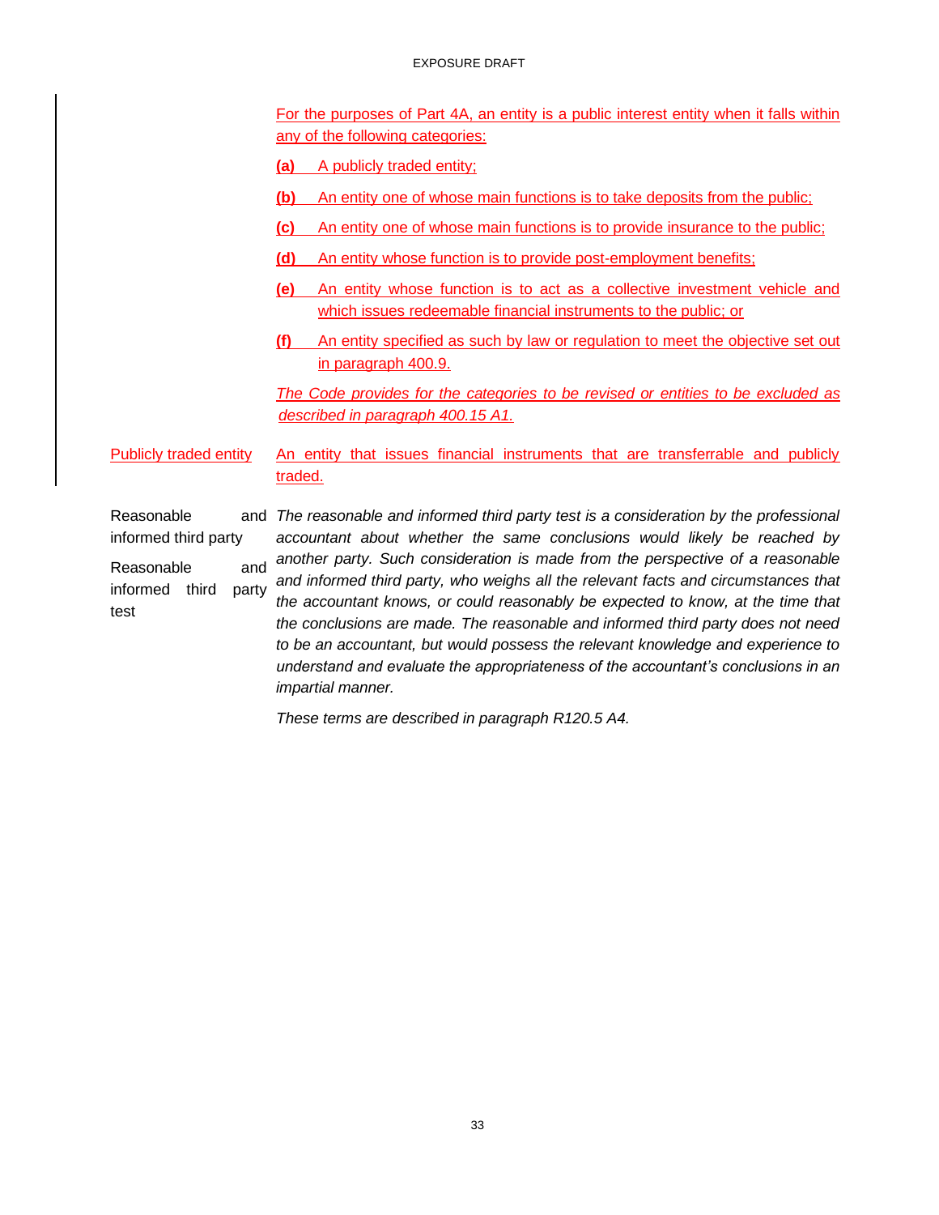For the purposes of Part 4A, an entity is a public interest entity when it falls within any of the following categories:

**(a)** A publicly traded entity;

**(b)** An entity one of whose main functions is to take deposits from the public;

**(c)** An entity one of whose main functions is to provide insurance to the public;

**(d)** An entity whose function is to provide post-employment benefits;

**(e)** An entity whose function is to act as a collective investment vehicle and which issues redeemable financial instruments to the public; or

**(f)** An entity specified as such by law or regulation to meet the objective set out in paragraph 400.9.

*The Code provides for the categories to be revised or entities to be excluded as described in paragraph 400.15 A1.*

| | |
|---|---|
| Publicly traded entity | An entity that issues financial instruments that are transferrable and publicly traded. |
| Reasonable and informed third party<br><br>Reasonable and informed third party test | *The reasonable and informed third party test is a consideration by the professional accountant about whether the same conclusions would likely be reached by another party. Such consideration is made from the perspective of a reasonable and informed third party, who weighs all the relevant facts and circumstances that the accountant knows, or could reasonably be expected to know, at the time that the conclusions are made. The reasonable and informed third party does not need to be an accountant, but would possess the relevant knowledge and experience to understand and evaluate the appropriateness of the accountant's conclusions in an impartial manner.*<br><br>*These terms are described in paragraph R120.5 A4.* |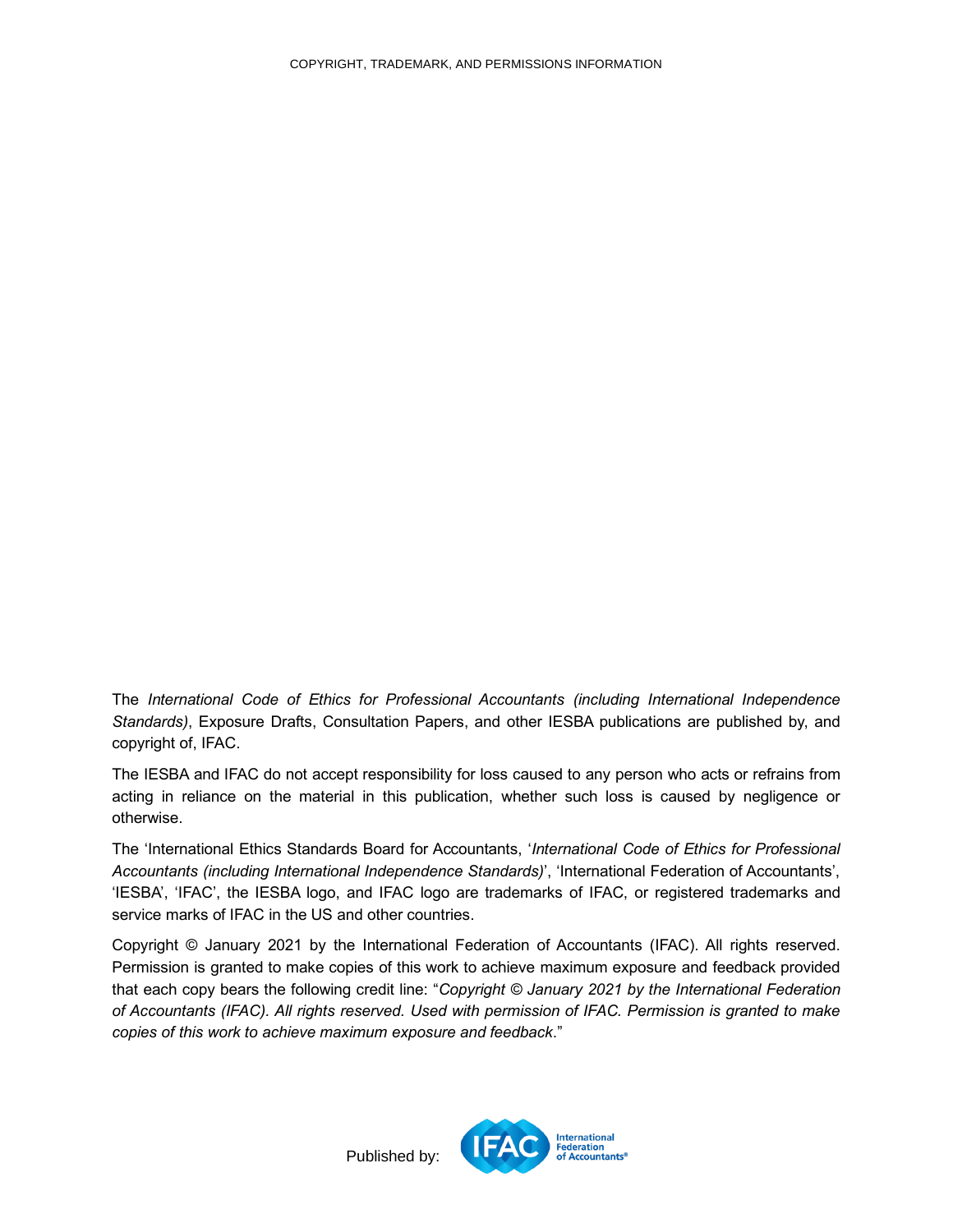COPYRIGHT, TRADEMARK, AND PERMISSIONS INFORMATION

The *International Code of Ethics for Professional Accountants (including International Independence Standards)*, Exposure Drafts, Consultation Papers, and other IESBA publications are published by, and copyright of, IFAC.

The IESBA and IFAC do not accept responsibility for loss caused to any person who acts or refrains from acting in reliance on the material in this publication, whether such loss is caused by negligence or otherwise.

The 'International Ethics Standards Board for Accountants, '*International Code of Ethics for Professional Accountants (including International Independence Standards)*', 'International Federation of Accountants', 'IESBA', 'IFAC', the IESBA logo, and IFAC logo are trademarks of IFAC, or registered trademarks and service marks of IFAC in the US and other countries.

Copyright © January 2021 by the International Federation of Accountants (IFAC). All rights reserved. Permission is granted to make copies of this work to achieve maximum exposure and feedback provided that each copy bears the following credit line: "*Copyright © January 2021 by the International Federation of Accountants (IFAC). All rights reserved. Used with permission of IFAC. Permission is granted to make copies of this work to achieve maximum exposure and feedback*."

Published by: IFAC International Federation of Accountants®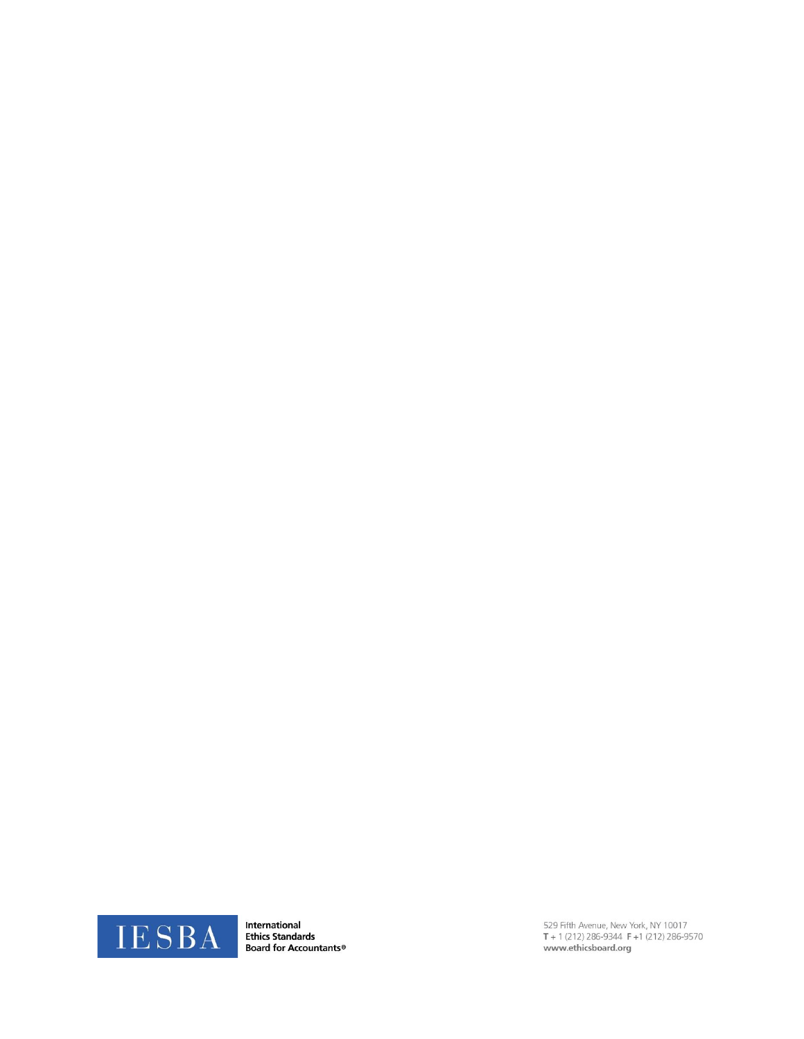IESBA

International
Ethics Standards
Board for Accountants®

529 Fifth Avenue, New York, NY 10017
T + 1 (212) 286-9344 F +1 (212) 286-9570
www.ethicsboard.org